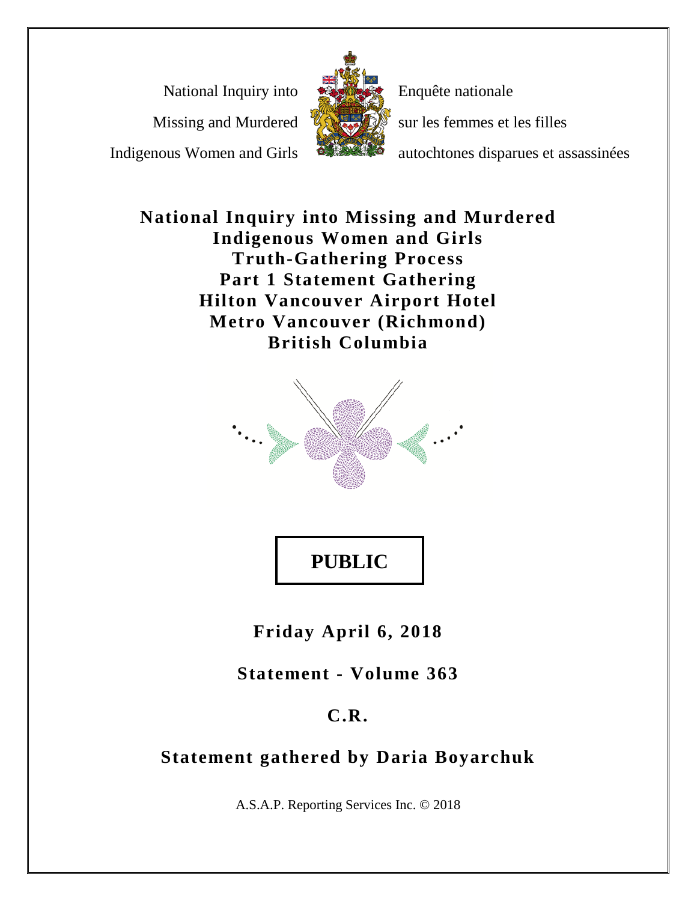National Inquiry into Missing and Murdered Indigenous Women and Girls

Enquête nationale sur les femmes et les filles autochtones disparues et assassinées

# National Inquiry into Missing and Murdered Indigenous Women and Girls
# Truth-Gathering Process
# Part 1 Statement Gathering
# Hilton Vancouver Airport Hotel
# Metro Vancouver (Richmond)
# British Columbia

**PUBLIC**

**Friday April 6, 2018**

**Statement - Volume 363**

**C.R.**

**Statement gathered by Daria Boyarchuk**

A.S.A.P. Reporting Services Inc. © 2018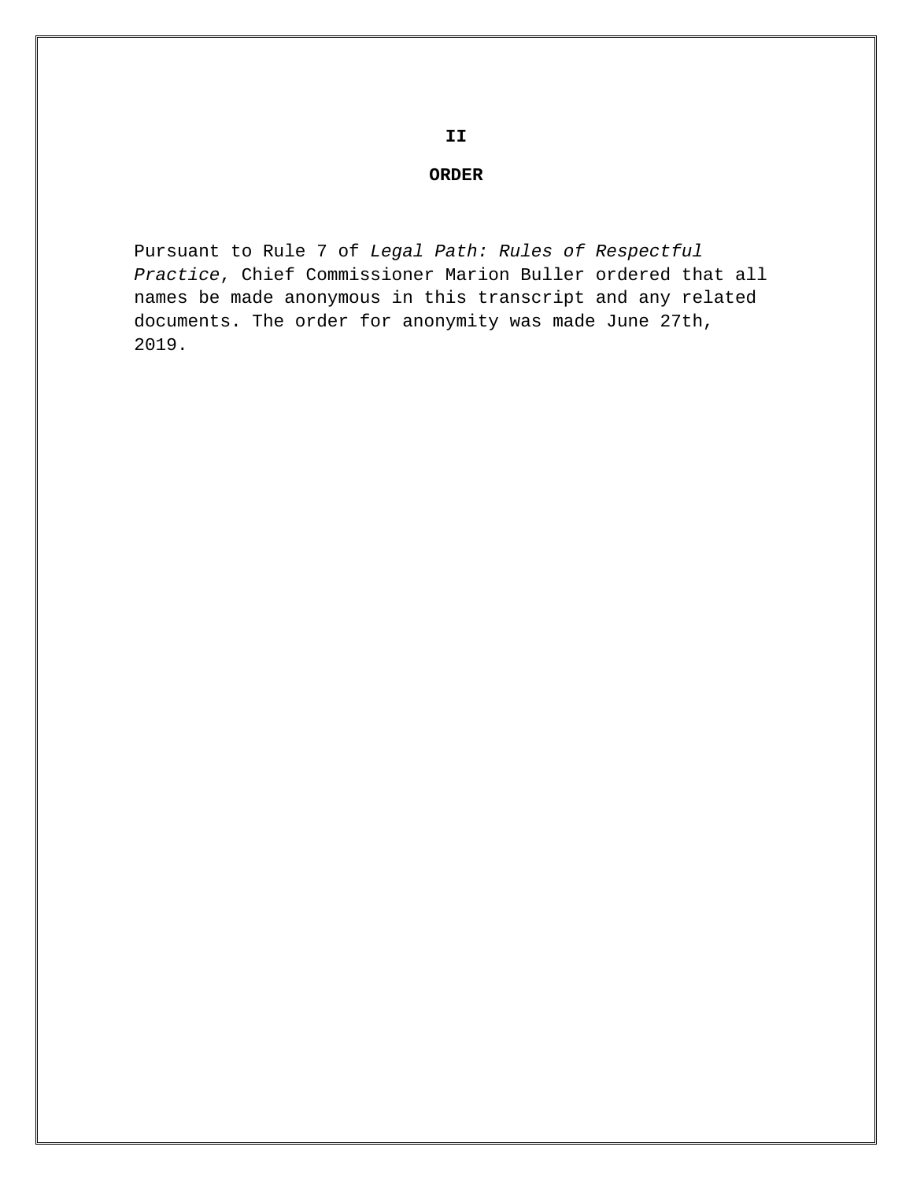# II

## ORDER

Pursuant to Rule 7 of *Legal Path: Rules of Respectful Practice*, Chief Commissioner Marion Buller ordered that all names be made anonymous in this transcript and any related documents. The order for anonymity was made June 27th, 2019.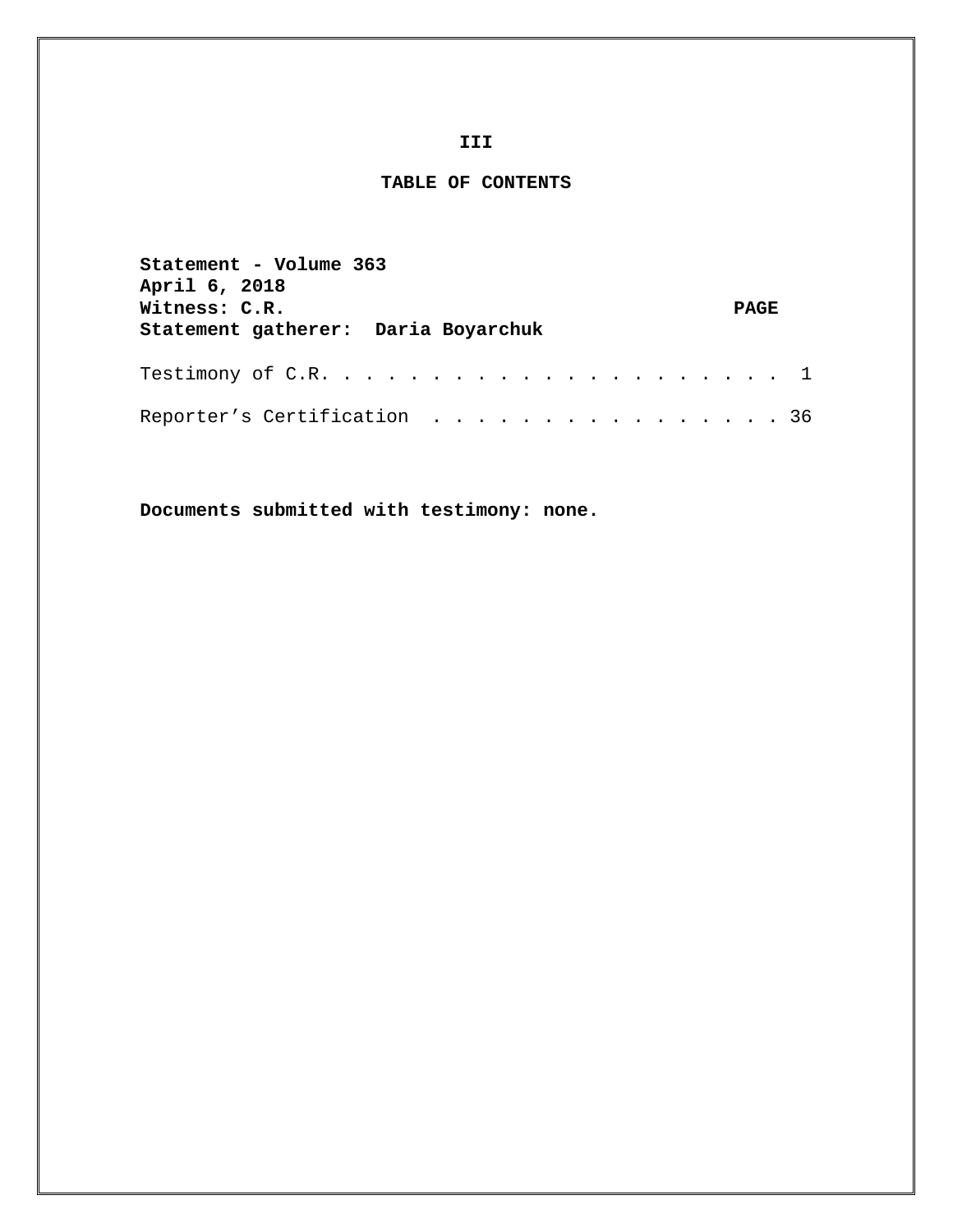**III**

## TABLE OF CONTENTS

**Statement - Volume 363**
**April 6, 2018**
**Witness: C.R.** **PAGE**
**Statement gatherer: Daria Boyarchuk**

Testimony of C.R. . . . . . . . . . . . . . . . . . . . . . 1

Reporter’s Certification . . . . . . . . . . . . . . . . . 36

**Documents submitted with testimony: none.**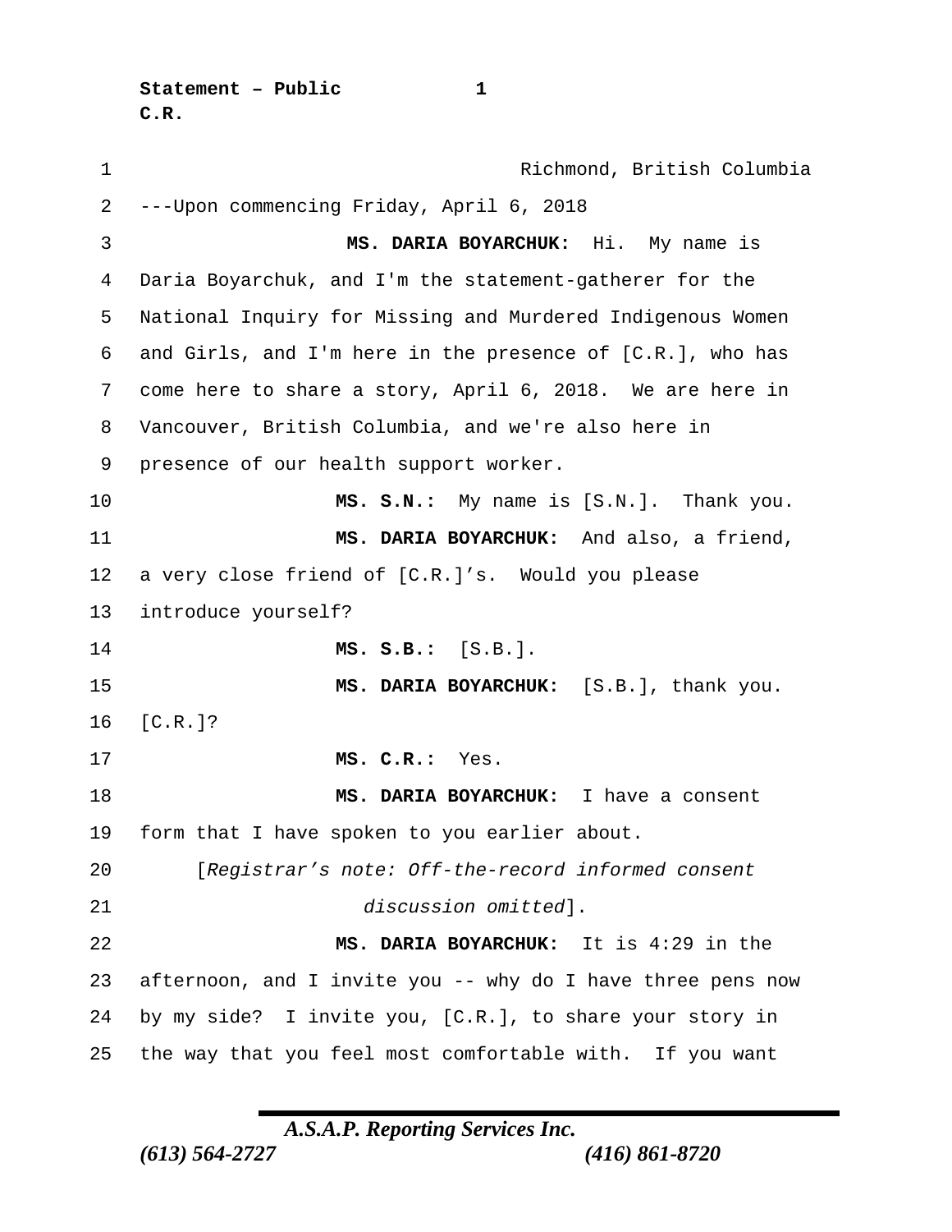Richmond, British Columbia

---Upon commencing Friday, April 6, 2018

**MS. DARIA BOYARCHUK:** Hi. My name is Daria Boyarchuk, and I'm the statement-gatherer for the National Inquiry for Missing and Murdered Indigenous Women and Girls, and I'm here in the presence of [C.R.], who has come here to share a story, April 6, 2018. We are here in Vancouver, British Columbia, and we're also here in presence of our health support worker.

**MS. S.N.:** My name is [S.N.]. Thank you.

**MS. DARIA BOYARCHUK:** And also, a friend, a very close friend of [C.R.]'s. Would you please introduce yourself?

**MS. S.B.:** [S.B.].

**MS. DARIA BOYARCHUK:** [S.B.], thank you. [C.R.]?

**MS. C.R.:** Yes.

**MS. DARIA BOYARCHUK:** I have a consent form that I have spoken to you earlier about.

[*Registrar's note: Off-the-record informed consent discussion omitted*].

**MS. DARIA BOYARCHUK:** It is 4:29 in the afternoon, and I invite you -- why do I have three pens now by my side? I invite you, [C.R.], to share your story in the way that you feel most comfortable with. If you want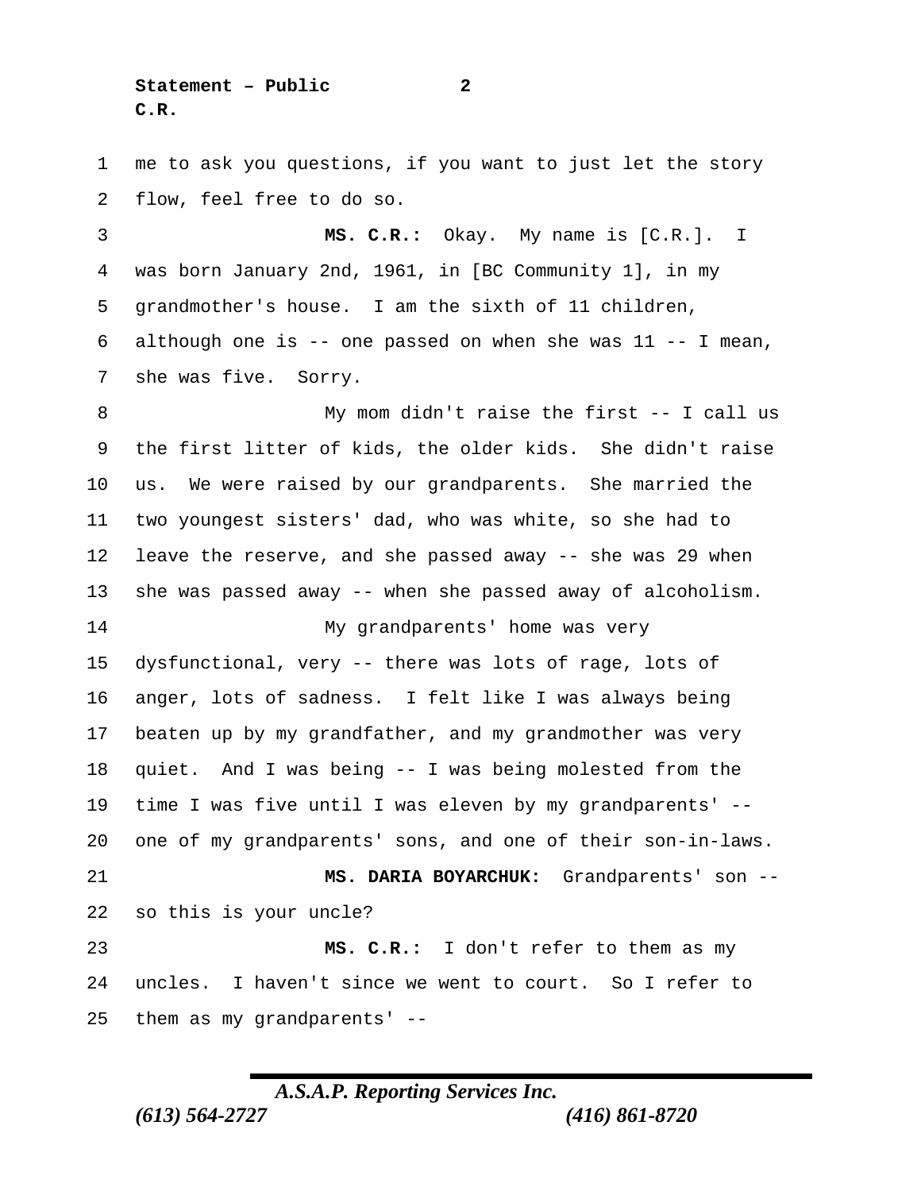me to ask you questions, if you want to just let the story flow, feel free to do so.

**MS. C.R.:** Okay. My name is [C.R.]. I was born January 2nd, 1961, in [BC Community 1], in my grandmother's house. I am the sixth of 11 children, although one is -- one passed on when she was 11 -- I mean, she was five. Sorry.

My mom didn't raise the first -- I call us the first litter of kids, the older kids. She didn't raise us. We were raised by our grandparents. She married the two youngest sisters' dad, who was white, so she had to leave the reserve, and she passed away -- she was 29 when she was passed away -- when she passed away of alcoholism.

My grandparents' home was very dysfunctional, very -- there was lots of rage, lots of anger, lots of sadness. I felt like I was always being beaten up by my grandfather, and my grandmother was very quiet. And I was being -- I was being molested from the time I was five until I was eleven by my grandparents' -- one of my grandparents' sons, and one of their son-in-laws.

**MS. DARIA BOYARCHUK:** Grandparents' son -- so this is your uncle?

**MS. C.R.:** I don't refer to them as my uncles. I haven't since we went to court. So I refer to them as my grandparents' --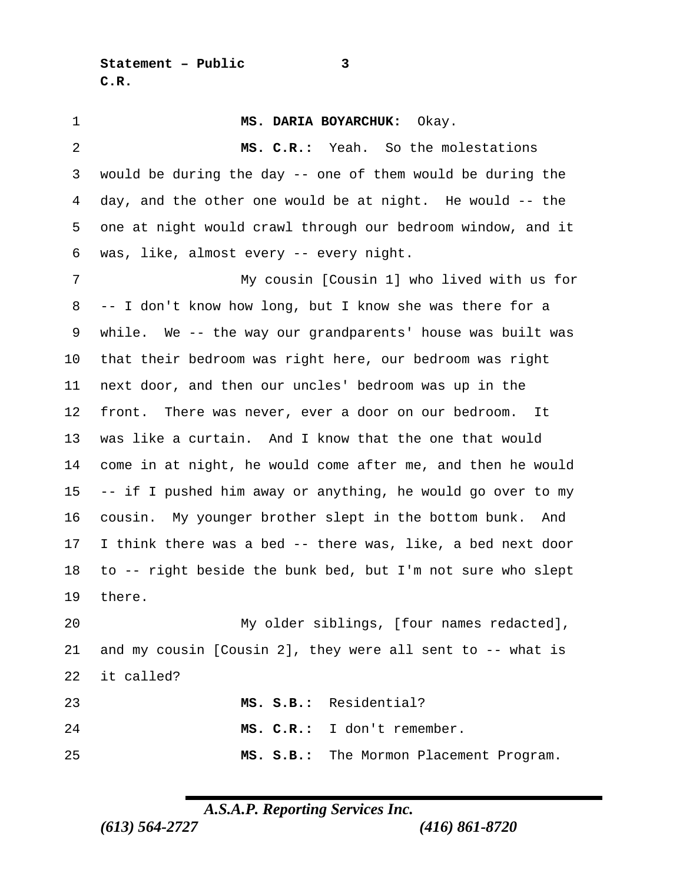**MS. DARIA BOYARCHUK:** Okay.

**MS. C.R.:** Yeah. So the molestations would be during the day -- one of them would be during the day, and the other one would be at night. He would -- the one at night would crawl through our bedroom window, and it was, like, almost every -- every night.

My cousin [Cousin 1] who lived with us for -- I don't know how long, but I know she was there for a while. We -- the way our grandparents' house was built was that their bedroom was right here, our bedroom was right next door, and then our uncles' bedroom was up in the front. There was never, ever a door on our bedroom. It was like a curtain. And I know that the one that would come in at night, he would come after me, and then he would -- if I pushed him away or anything, he would go over to my cousin. My younger brother slept in the bottom bunk. And I think there was a bed -- there was, like, a bed next door to -- right beside the bunk bed, but I'm not sure who slept there.

My older siblings, [four names redacted], and my cousin [Cousin 2], they were all sent to -- what is it called?

**MS. S.B.:** Residential?

**MS. C.R.:** I don't remember.

**MS. S.B.:** The Mormon Placement Program.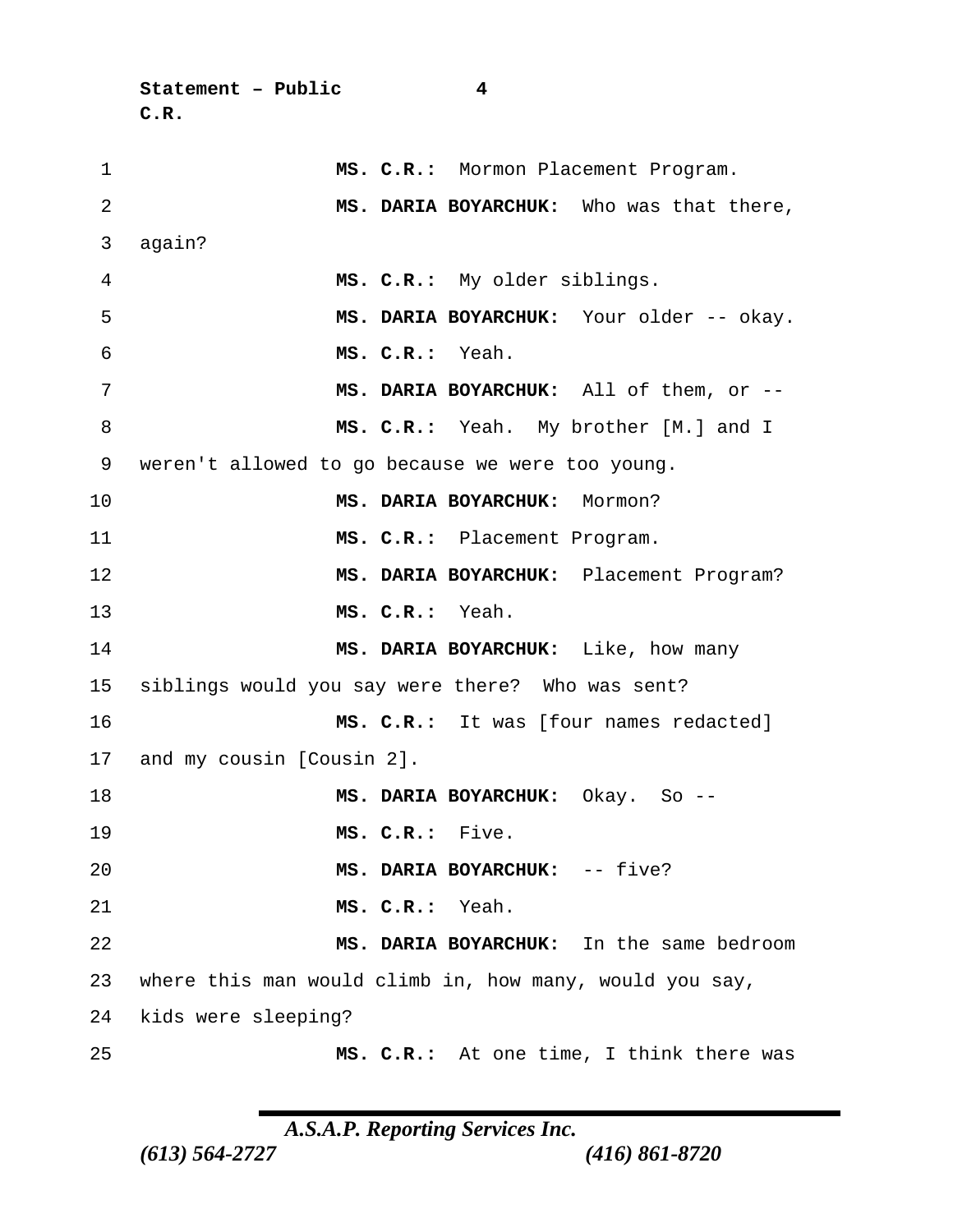**MS. C.R.:** Mormon Placement Program.

**MS. DARIA BOYARCHUK:** Who was that there, again?

**MS. C.R.:** My older siblings.

**MS. DARIA BOYARCHUK:** Your older -- okay.

**MS. C.R.:** Yeah.

**MS. DARIA BOYARCHUK:** All of them, or --

**MS. C.R.:** Yeah. My brother [M.] and I weren't allowed to go because we were too young.

**MS. DARIA BOYARCHUK:** Mormon?

**MS. C.R.:** Placement Program.

**MS. DARIA BOYARCHUK:** Placement Program?

**MS. C.R.:** Yeah.

**MS. DARIA BOYARCHUK:** Like, how many siblings would you say were there? Who was sent?

**MS. C.R.:** It was [four names redacted] and my cousin [Cousin 2].

**MS. DARIA BOYARCHUK:** Okay. So --

**MS. C.R.:** Five.

**MS. DARIA BOYARCHUK:** -- five?

**MS. C.R.:** Yeah.

**MS. DARIA BOYARCHUK:** In the same bedroom where this man would climb in, how many, would you say, kids were sleeping?

**MS. C.R.:** At one time, I think there was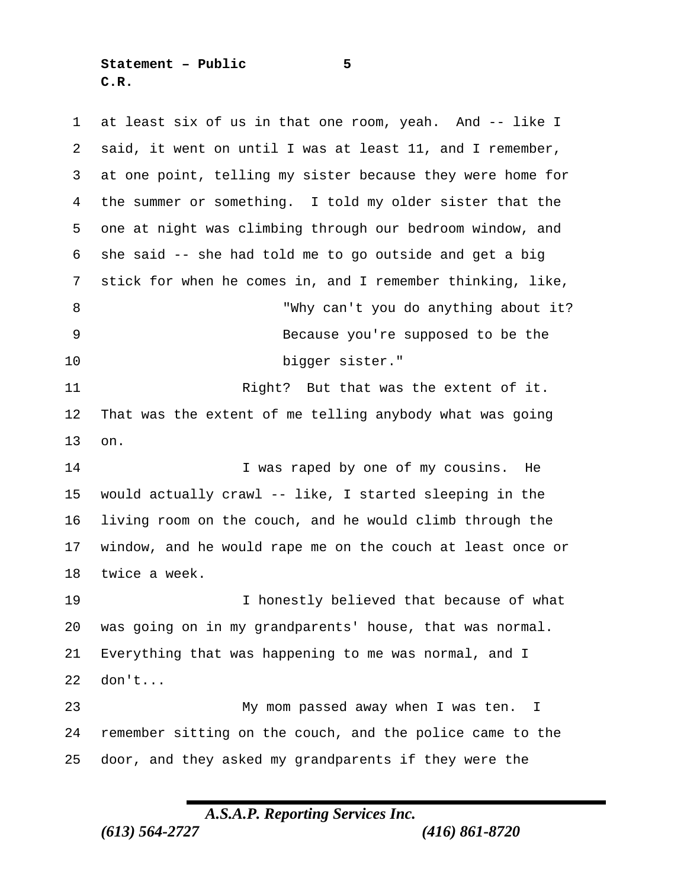at least six of us in that one room, yeah. And -- like I said, it went on until I was at least 11, and I remember, at one point, telling my sister because they were home for the summer or something. I told my older sister that the one at night was climbing through our bedroom window, and she said -- she had told me to go outside and get a big stick for when he comes in, and I remember thinking, like,

> "Why can't you do anything about it? Because you're supposed to be the bigger sister."

Right? But that was the extent of it. That was the extent of me telling anybody what was going on.

I was raped by one of my cousins. He would actually crawl -- like, I started sleeping in the living room on the couch, and he would climb through the window, and he would rape me on the couch at least once or twice a week.

I honestly believed that because of what was going on in my grandparents' house, that was normal. Everything that was happening to me was normal, and I don't...

My mom passed away when I was ten. I remember sitting on the couch, and the police came to the door, and they asked my grandparents if they were the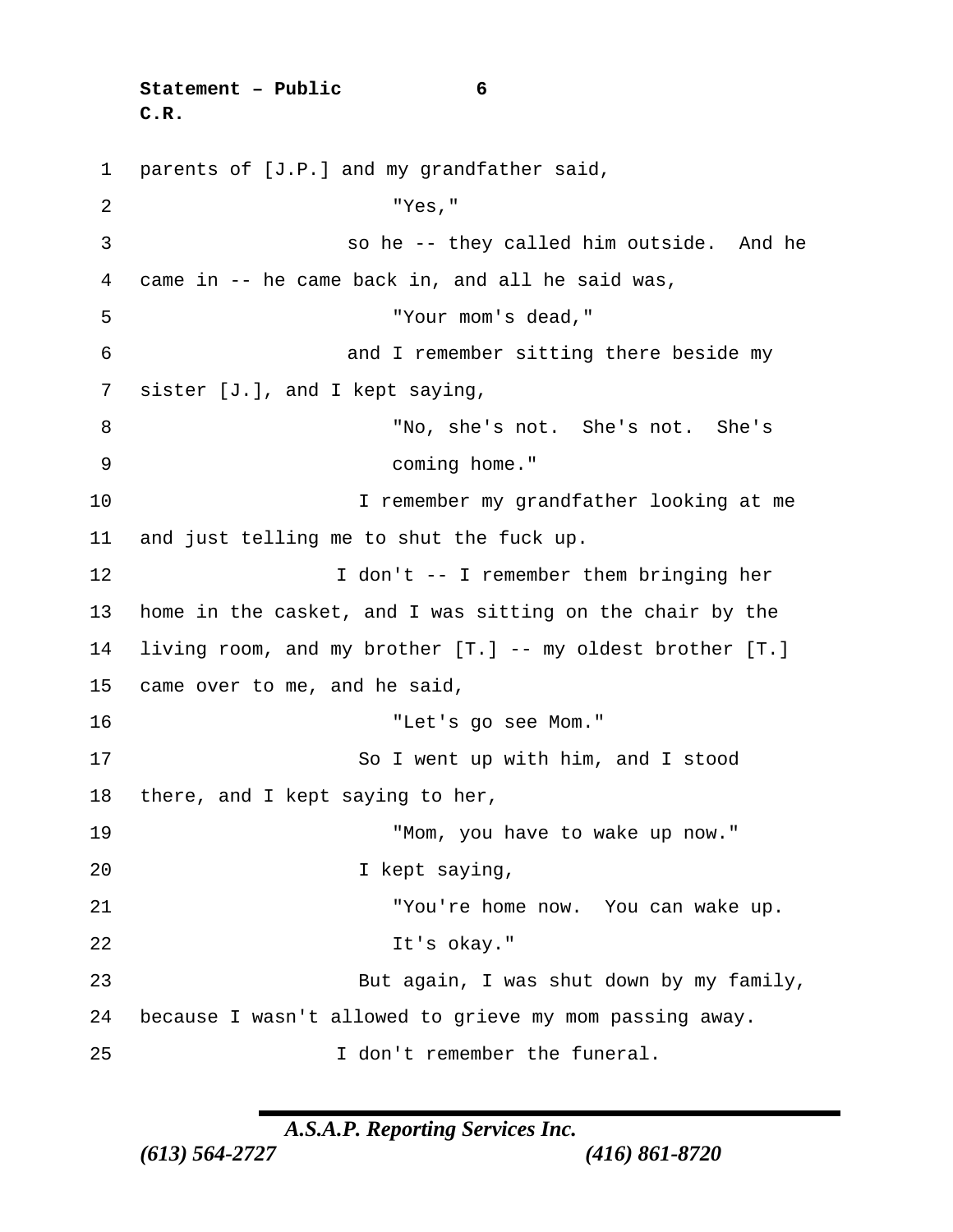parents of [J.P.] and my grandfather said,

> "Yes,"

so he -- they called him outside. And he came in -- he came back in, and all he said was,

> "Your mom's dead,"

and I remember sitting there beside my sister [J.], and I kept saying,

> "No, she's not. She's not. She's coming home."

I remember my grandfather looking at me and just telling me to shut the fuck up.

I don't -- I remember them bringing her home in the casket, and I was sitting on the chair by the living room, and my brother [T.] -- my oldest brother [T.] came over to me, and he said,

> "Let's go see Mom."

So I went up with him, and I stood there, and I kept saying to her,

> "Mom, you have to wake up now."

I kept saying,

> "You're home now. You can wake up. It's okay."

But again, I was shut down by my family, because I wasn't allowed to grieve my mom passing away.

I don't remember the funeral.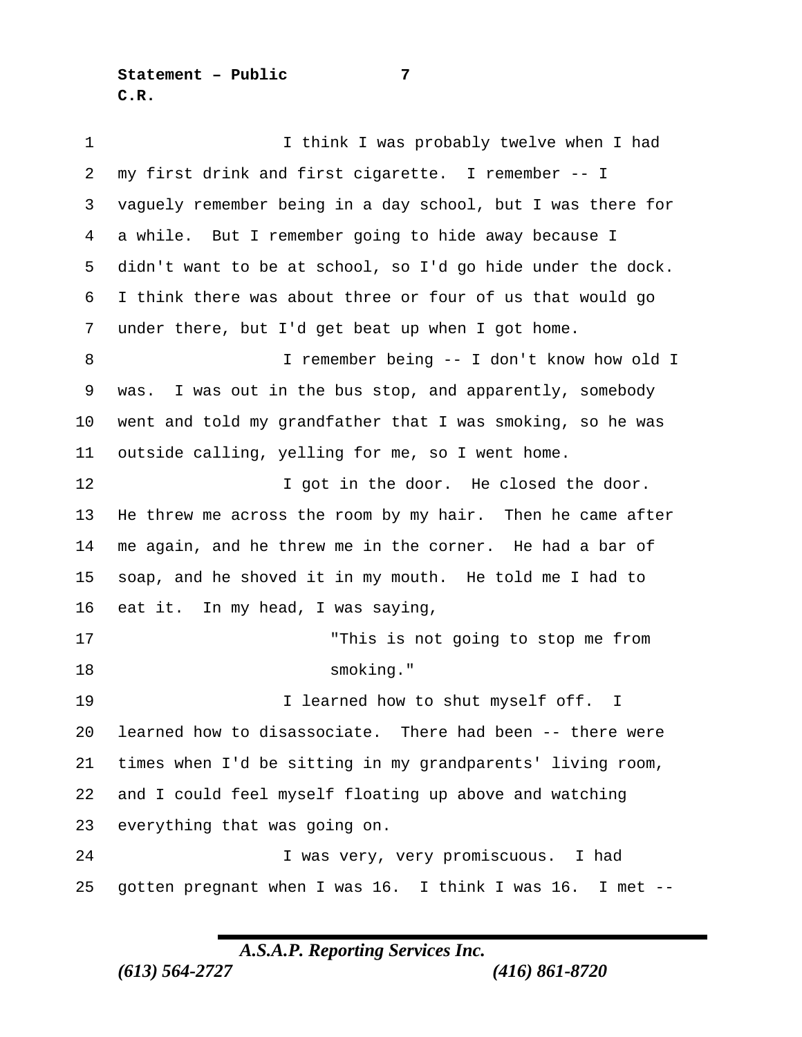I think I was probably twelve when I had my first drink and first cigarette. I remember -- I vaguely remember being in a day school, but I was there for a while. But I remember going to hide away because I didn't want to be at school, so I'd go hide under the dock. I think there was about three or four of us that would go under there, but I'd get beat up when I got home.

I remember being -- I don't know how old I was. I was out in the bus stop, and apparently, somebody went and told my grandfather that I was smoking, so he was outside calling, yelling for me, so I went home.

I got in the door. He closed the door. He threw me across the room by my hair. Then he came after me again, and he threw me in the corner. He had a bar of soap, and he shoved it in my mouth. He told me I had to eat it. In my head, I was saying,

> "This is not going to stop me from smoking."

I learned how to shut myself off. I learned how to disassociate. There had been -- there were times when I'd be sitting in my grandparents' living room, and I could feel myself floating up above and watching everything that was going on.

I was very, very promiscuous. I had gotten pregnant when I was 16. I think I was 16. I met --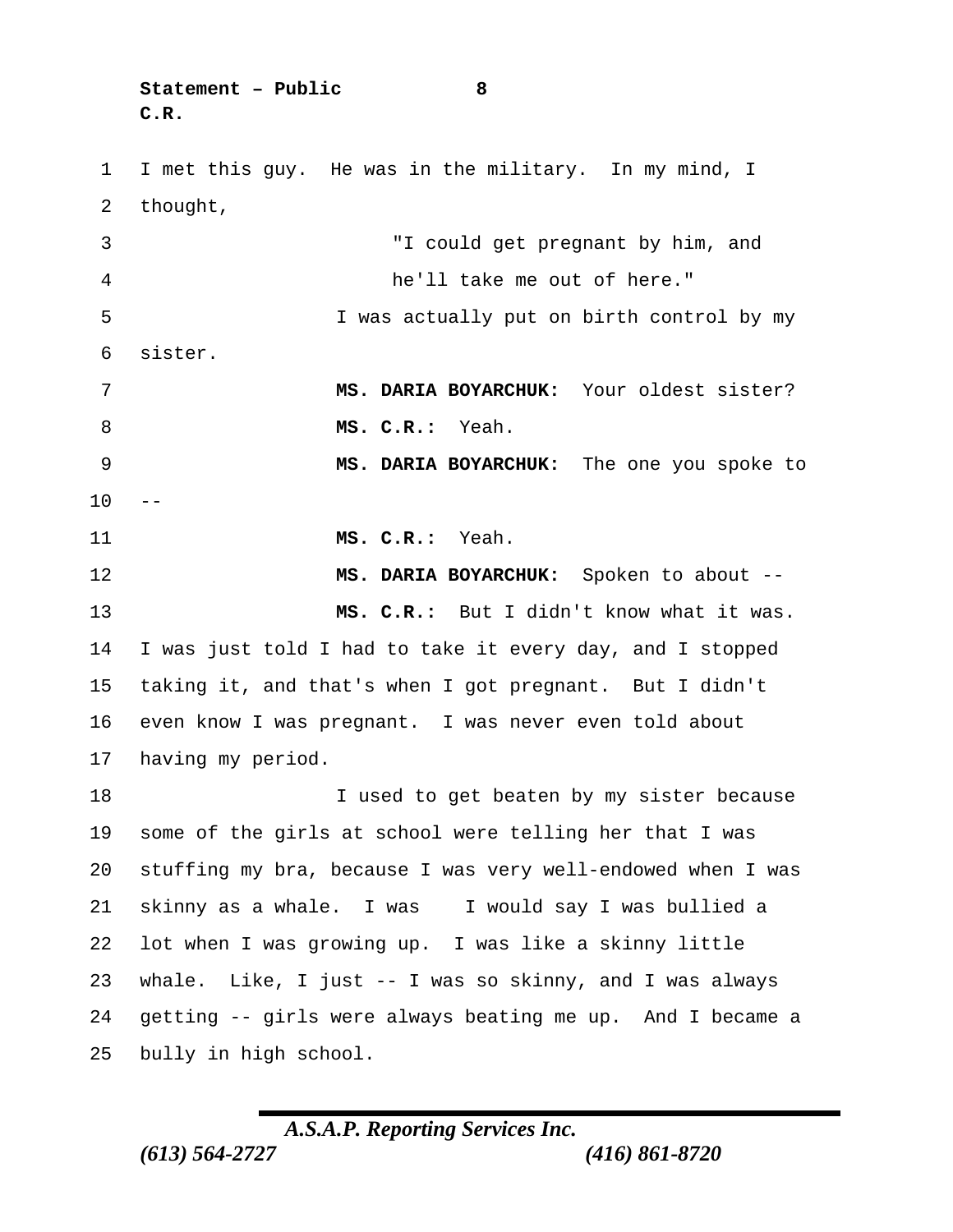I met this guy. He was in the military. In my mind, I thought,

> "I could get pregnant by him, and he'll take me out of here."

I was actually put on birth control by my sister.

**MS. DARIA BOYARCHUK:** Your oldest sister?

**MS. C.R.:** Yeah.

**MS. DARIA BOYARCHUK:** The one you spoke to --

**MS. C.R.:** Yeah.

**MS. DARIA BOYARCHUK:** Spoken to about --

**MS. C.R.:** But I didn't know what it was. I was just told I had to take it every day, and I stopped taking it, and that's when I got pregnant. But I didn't even know I was pregnant. I was never even told about having my period.

I used to get beaten by my sister because some of the girls at school were telling her that I was stuffing my bra, because I was very well-endowed when I was skinny as a whale. I was I would say I was bullied a lot when I was growing up. I was like a skinny little whale. Like, I just -- I was so skinny, and I was always getting -- girls were always beating me up. And I became a bully in high school.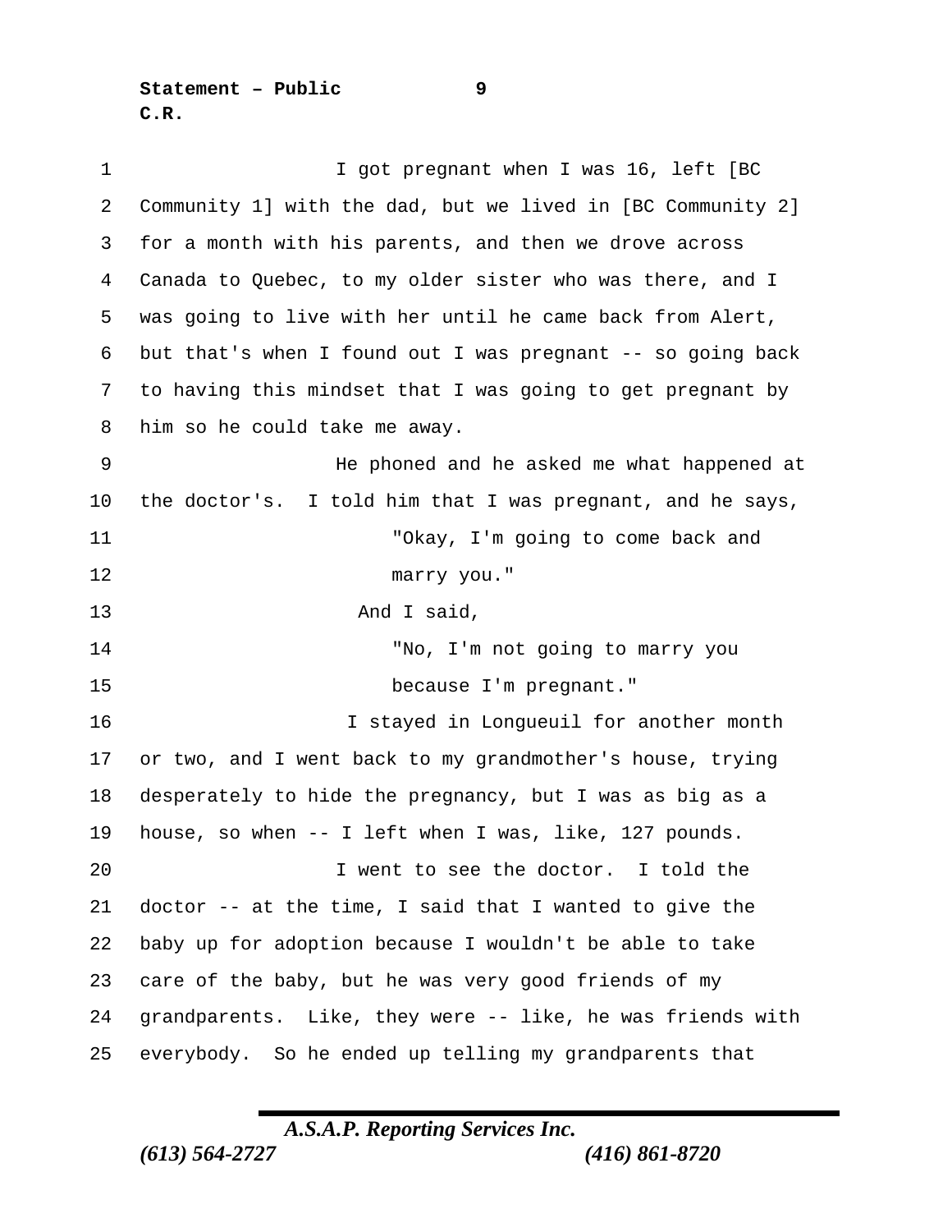I got pregnant when I was 16, left [BC Community 1] with the dad, but we lived in [BC Community 2] for a month with his parents, and then we drove across Canada to Quebec, to my older sister who was there, and I was going to live with her until he came back from Alert, but that's when I found out I was pregnant -- so going back to having this mindset that I was going to get pregnant by him so he could take me away.

He phoned and he asked me what happened at the doctor's. I told him that I was pregnant, and he says,

> "Okay, I'm going to come back and marry you."

And I said,

> "No, I'm not going to marry you because I'm pregnant."

I stayed in Longueuil for another month or two, and I went back to my grandmother's house, trying desperately to hide the pregnancy, but I was as big as a house, so when -- I left when I was, like, 127 pounds.

I went to see the doctor. I told the doctor -- at the time, I said that I wanted to give the baby up for adoption because I wouldn't be able to take care of the baby, but he was very good friends of my grandparents. Like, they were -- like, he was friends with everybody. So he ended up telling my grandparents that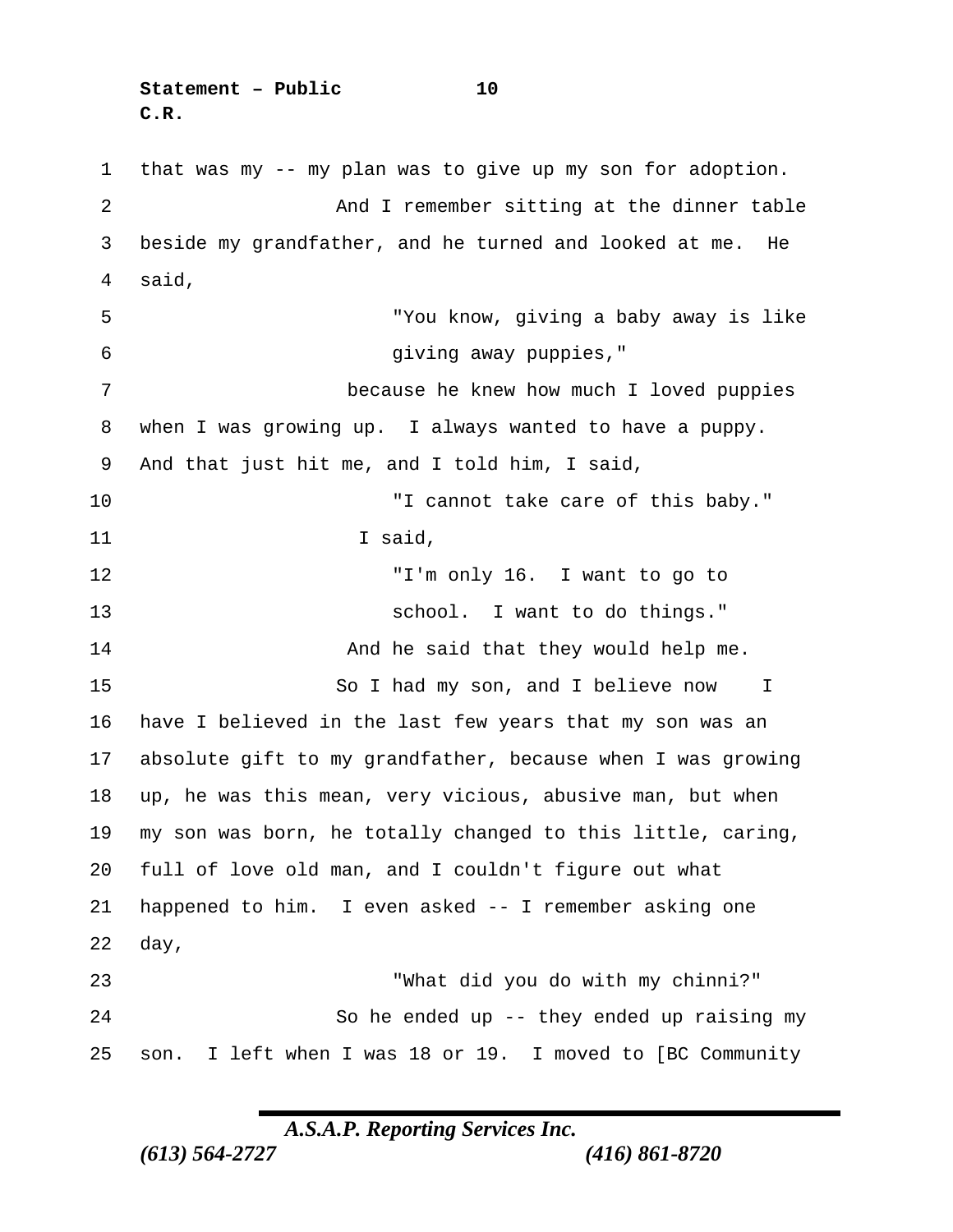that was my -- my plan was to give up my son for adoption.

And I remember sitting at the dinner table beside my grandfather, and he turned and looked at me. He said,

> "You know, giving a baby away is like giving away puppies,"

because he knew how much I loved puppies when I was growing up. I always wanted to have a puppy. And that just hit me, and I told him, I said,

> "I cannot take care of this baby."

I said,

> "I'm only 16. I want to go to school. I want to do things."

And he said that they would help me.

So I had my son, and I believe now I have I believed in the last few years that my son was an absolute gift to my grandfather, because when I was growing up, he was this mean, very vicious, abusive man, but when my son was born, he totally changed to this little, caring, full of love old man, and I couldn't figure out what happened to him. I even asked -- I remember asking one day,

> "What did you do with my chinni?"

So he ended up -- they ended up raising my son. I left when I was 18 or 19. I moved to [BC Community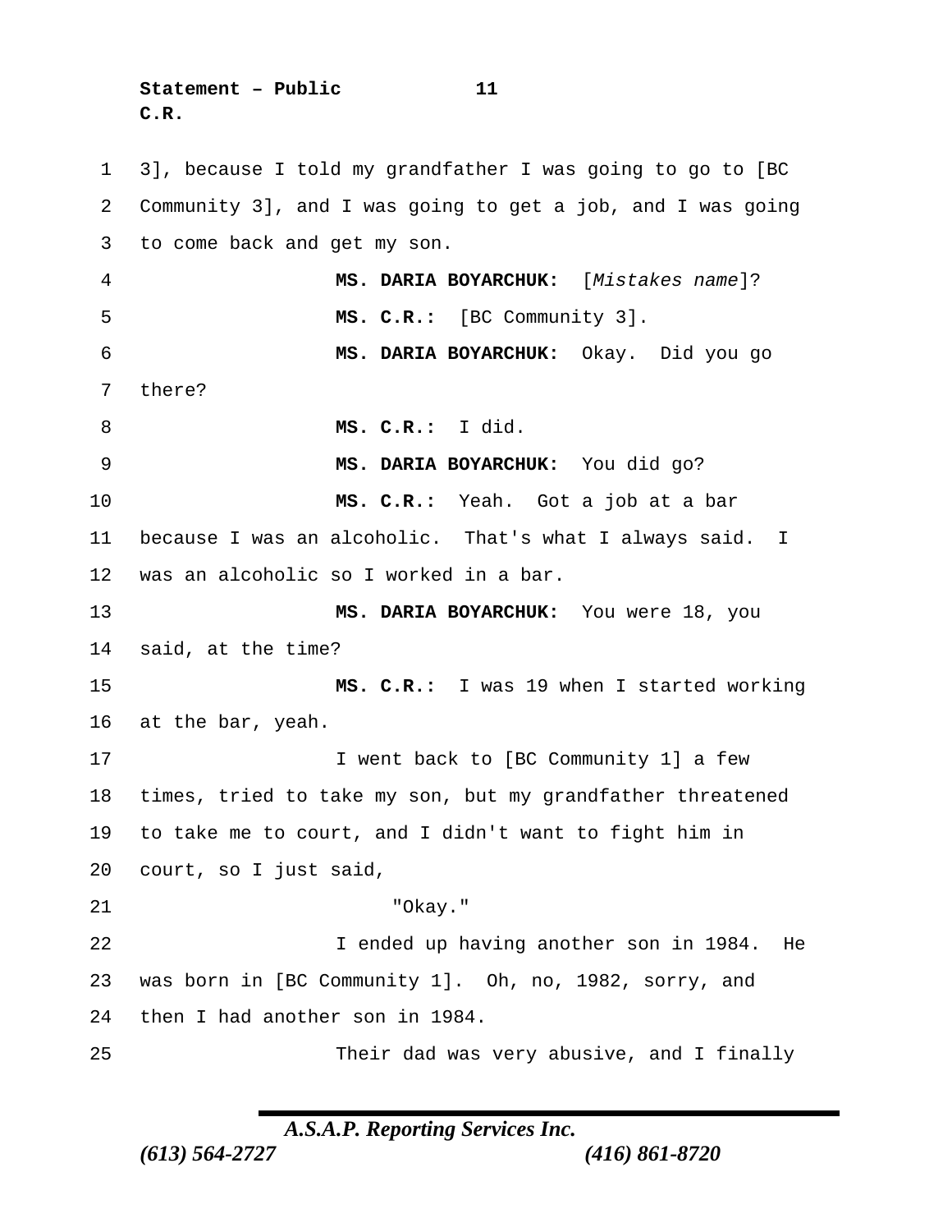3], because I told my grandfather I was going to go to [BC Community 3], and I was going to get a job, and I was going to come back and get my son.

**MS. DARIA BOYARCHUK:** [*Mistakes name*]?

**MS. C.R.:** [BC Community 3].

**MS. DARIA BOYARCHUK:** Okay. Did you go there?

**MS. C.R.:** I did.

**MS. DARIA BOYARCHUK:** You did go?

**MS. C.R.:** Yeah. Got a job at a bar because I was an alcoholic. That's what I always said. I was an alcoholic so I worked in a bar.

**MS. DARIA BOYARCHUK:** You were 18, you said, at the time?

**MS. C.R.:** I was 19 when I started working at the bar, yeah.

I went back to [BC Community 1] a few times, tried to take my son, but my grandfather threatened to take me to court, and I didn't want to fight him in court, so I just said,

"Okay."

I ended up having another son in 1984. He was born in [BC Community 1]. Oh, no, 1982, sorry, and then I had another son in 1984.

Their dad was very abusive, and I finally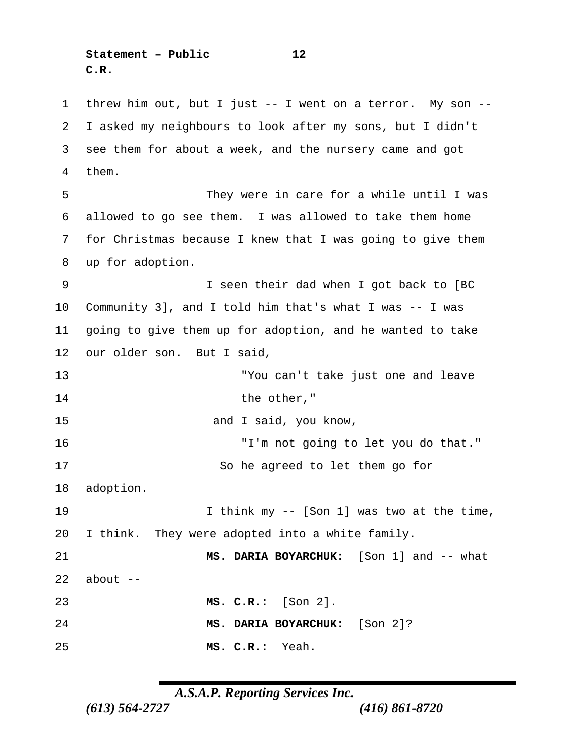threw him out, but I just -- I went on a terror. My son -- I asked my neighbours to look after my sons, but I didn't see them for about a week, and the nursery came and got them.

They were in care for a while until I was allowed to go see them. I was allowed to take them home for Christmas because I knew that I was going to give them up for adoption.

I seen their dad when I got back to [BC Community 3], and I told him that's what I was -- I was going to give them up for adoption, and he wanted to take our older son. But I said,

"You can't take just one and leave the other,"

and I said, you know,

"I'm not going to let you do that."

So he agreed to let them go for adoption.

I think my -- [Son 1] was two at the time, I think. They were adopted into a white family.

**MS. DARIA BOYARCHUK:** [Son 1] and -- what about --

**MS. C.R.:** [Son 2].

**MS. DARIA BOYARCHUK:** [Son 2]?

**MS. C.R.:** Yeah.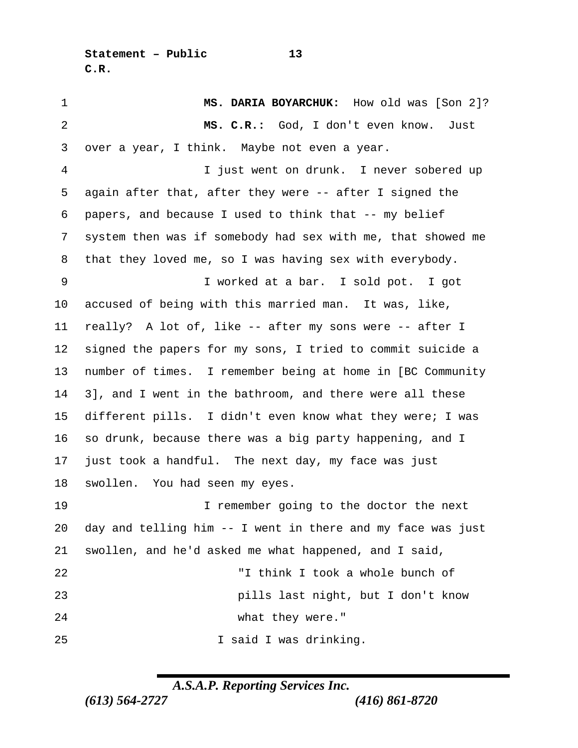**MS. DARIA BOYARCHUK:** How old was [Son 2]?

**MS. C.R.:** God, I don't even know. Just over a year, I think. Maybe not even a year.

I just went on drunk. I never sobered up again after that, after they were -- after I signed the papers, and because I used to think that -- my belief system then was if somebody had sex with me, that showed me that they loved me, so I was having sex with everybody.

I worked at a bar. I sold pot. I got accused of being with this married man. It was, like, really? A lot of, like -- after my sons were -- after I signed the papers for my sons, I tried to commit suicide a number of times. I remember being at home in [BC Community 3], and I went in the bathroom, and there were all these different pills. I didn't even know what they were; I was so drunk, because there was a big party happening, and I just took a handful. The next day, my face was just swollen. You had seen my eyes.

I remember going to the doctor the next day and telling him -- I went in there and my face was just swollen, and he'd asked me what happened, and I said,

> "I think I took a whole bunch of pills last night, but I don't know what they were."

I said I was drinking.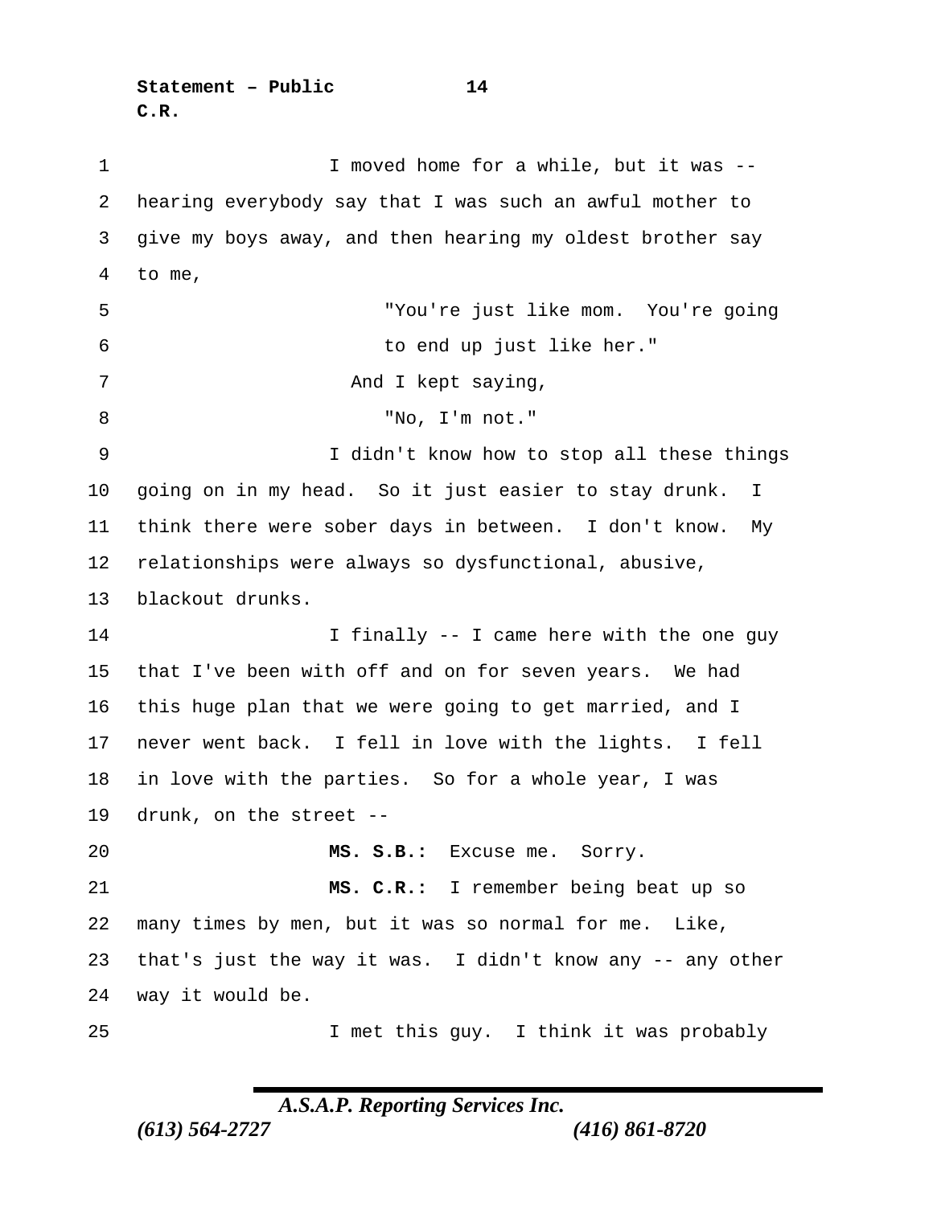I moved home for a while, but it was -- hearing everybody say that I was such an awful mother to give my boys away, and then hearing my oldest brother say to me,

> "You're just like mom. You're going to end up just like her."

And I kept saying,

> "No, I'm not."

I didn't know how to stop all these things going on in my head. So it just easier to stay drunk. I think there were sober days in between. I don't know. My relationships were always so dysfunctional, abusive, blackout drunks.

I finally -- I came here with the one guy that I've been with off and on for seven years. We had this huge plan that we were going to get married, and I never went back. I fell in love with the lights. I fell in love with the parties. So for a whole year, I was drunk, on the street --

**MS. S.B.:** Excuse me. Sorry.

**MS. C.R.:** I remember being beat up so many times by men, but it was so normal for me. Like, that's just the way it was. I didn't know any -- any other way it would be.

I met this guy. I think it was probably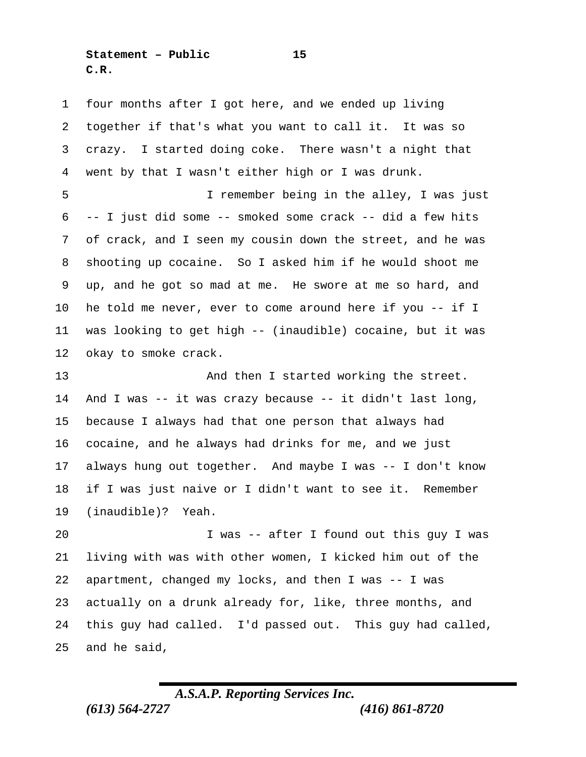four months after I got here, and we ended up living together if that's what you want to call it. It was so crazy. I started doing coke. There wasn't a night that went by that I wasn't either high or I was drunk.

I remember being in the alley, I was just -- I just did some -- smoked some crack -- did a few hits of crack, and I seen my cousin down the street, and he was shooting up cocaine. So I asked him if he would shoot me up, and he got so mad at me. He swore at me so hard, and he told me never, ever to come around here if you -- if I was looking to get high -- (inaudible) cocaine, but it was okay to smoke crack.

And then I started working the street. And I was -- it was crazy because -- it didn't last long, because I always had that one person that always had cocaine, and he always had drinks for me, and we just always hung out together. And maybe I was -- I don't know if I was just naive or I didn't want to see it. Remember (inaudible)? Yeah.

I was -- after I found out this guy I was living with was with other women, I kicked him out of the apartment, changed my locks, and then I was -- I was actually on a drunk already for, like, three months, and this guy had called. I'd passed out. This guy had called, and he said,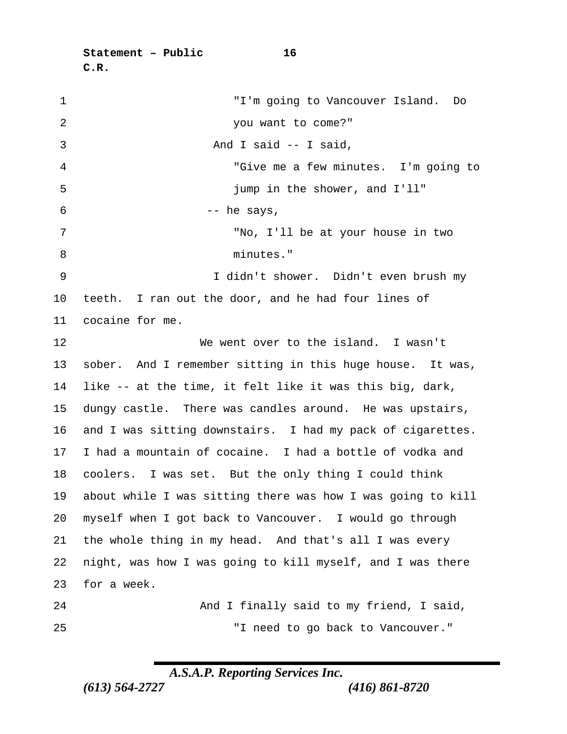"I'm going to Vancouver Island. Do you want to come?"

And I said -- I said,

"Give me a few minutes. I'm going to jump in the shower, and I'll"

-- he says,

"No, I'll be at your house in two minutes."

I didn't shower. Didn't even brush my teeth. I ran out the door, and he had four lines of cocaine for me.

We went over to the island. I wasn't sober. And I remember sitting in this huge house. It was, like -- at the time, it felt like it was this big, dark, dungy castle. There was candles around. He was upstairs, and I was sitting downstairs. I had my pack of cigarettes. I had a mountain of cocaine. I had a bottle of vodka and coolers. I was set. But the only thing I could think about while I was sitting there was how I was going to kill myself when I got back to Vancouver. I would go through the whole thing in my head. And that's all I was every night, was how I was going to kill myself, and I was there for a week.

And I finally said to my friend, I said,

"I need to go back to Vancouver."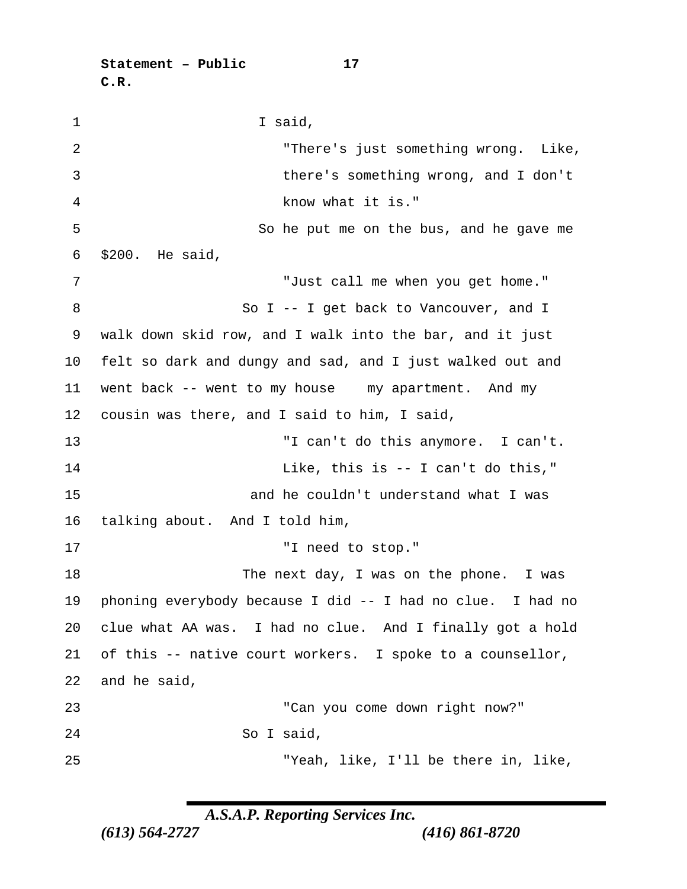I said,

"There's just something wrong. Like, there's something wrong, and I don't know what it is."

So he put me on the bus, and he gave me $200. He said,

"Just call me when you get home."

So I -- I get back to Vancouver, and I walk down skid row, and I walk into the bar, and it just felt so dark and dungy and sad, and I just walked out and went back -- went to my house    my apartment. And my cousin was there, and I said to him, I said,

"I can't do this anymore. I can't. Like, this is -- I can't do this,"

and he couldn't understand what I was talking about. And I told him,

"I need to stop."

The next day, I was on the phone. I was phoning everybody because I did -- I had no clue. I had no clue what AA was. I had no clue. And I finally got a hold of this -- native court workers. I spoke to a counsellor, and he said,

"Can you come down right now?"

So I said,

"Yeah, like, I'll be there in, like,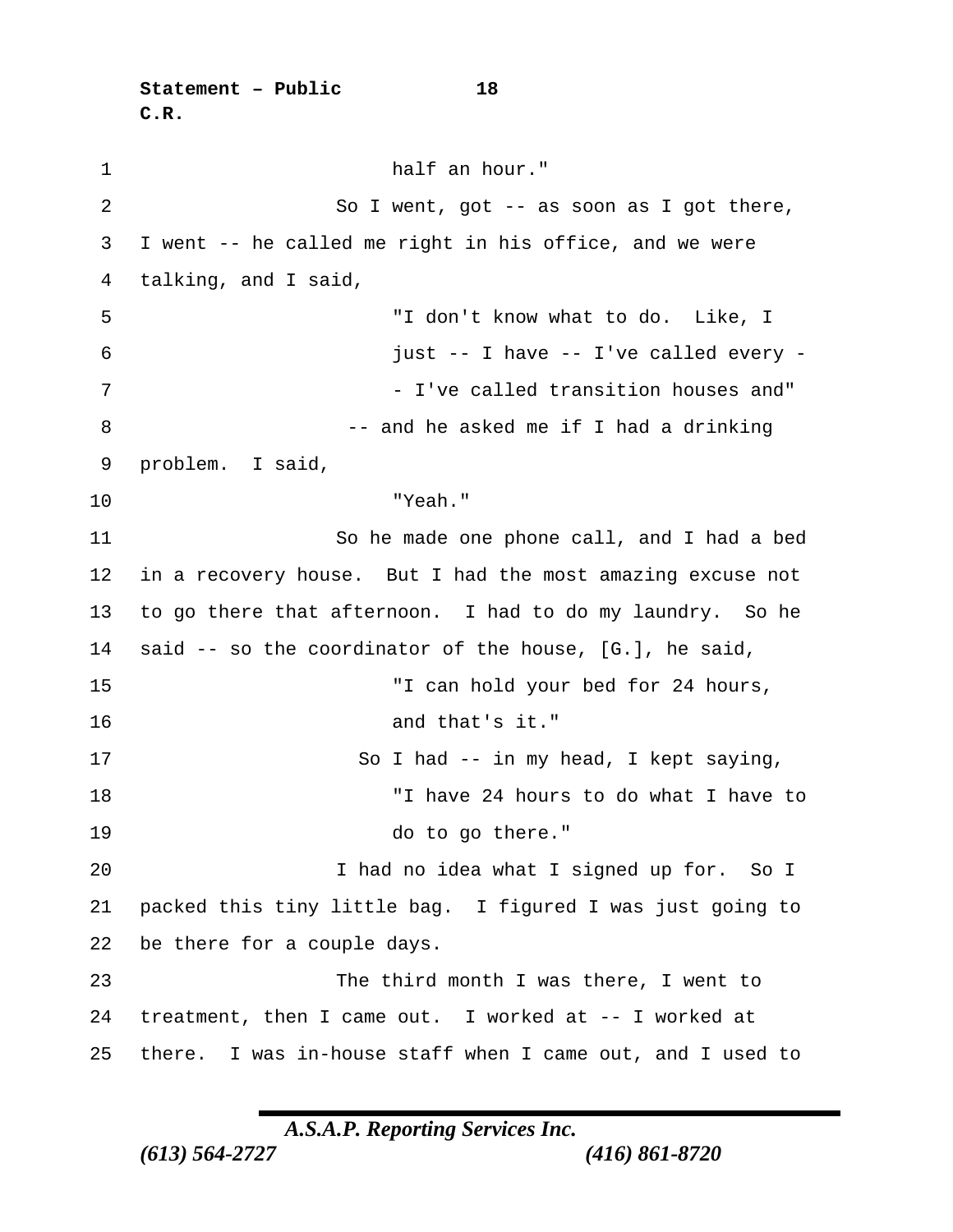half an hour."

So I went, got -- as soon as I got there, I went -- he called me right in his office, and we were talking, and I said,

"I don't know what to do. Like, I just -- I have -- I've called every -- I've called transition houses and"

-- and he asked me if I had a drinking problem. I said,

"Yeah."

So he made one phone call, and I had a bed in a recovery house. But I had the most amazing excuse not to go there that afternoon. I had to do my laundry. So he said -- so the coordinator of the house, [G.], he said,

"I can hold your bed for 24 hours, and that's it."

So I had -- in my head, I kept saying,

"I have 24 hours to do what I have to do to go there."

I had no idea what I signed up for. So I packed this tiny little bag. I figured I was just going to be there for a couple days.

The third month I was there, I went to treatment, then I came out. I worked at -- I worked at there. I was in-house staff when I came out, and I used to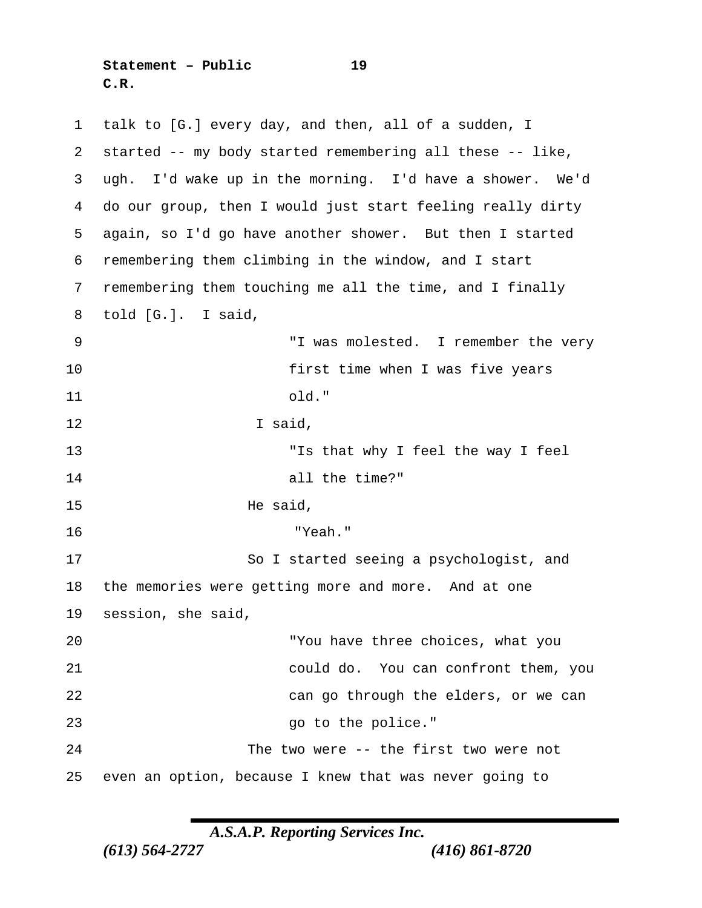talk to [G.] every day, and then, all of a sudden, I started -- my body started remembering all these -- like, ugh. I'd wake up in the morning. I'd have a shower. We'd do our group, then I would just start feeling really dirty again, so I'd go have another shower. But then I started remembering them climbing in the window, and I start remembering them touching me all the time, and I finally told [G.]. I said,

> "I was molested. I remember the very first time when I was five years old."

I said,

> "Is that why I feel the way I feel all the time?"

He said,

> "Yeah."

So I started seeing a psychologist, and the memories were getting more and more. And at one session, she said,

> "You have three choices, what you could do. You can confront them, you can go through the elders, or we can go to the police."

The two were -- the first two were not even an option, because I knew that was never going to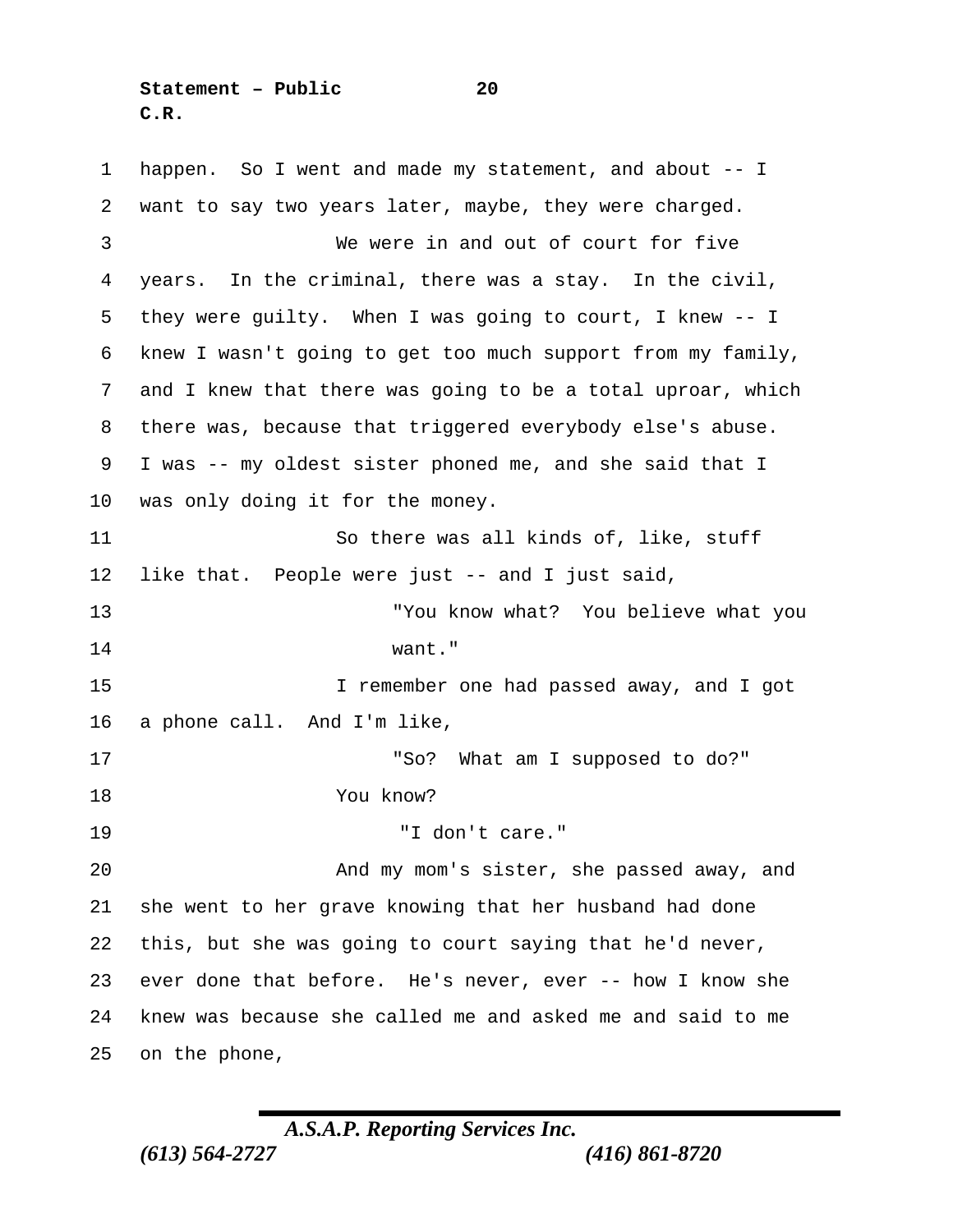happen. So I went and made my statement, and about -- I want to say two years later, maybe, they were charged.

We were in and out of court for five years. In the criminal, there was a stay. In the civil, they were guilty. When I was going to court, I knew -- I knew I wasn't going to get too much support from my family, and I knew that there was going to be a total uproar, which there was, because that triggered everybody else's abuse. I was -- my oldest sister phoned me, and she said that I was only doing it for the money.

So there was all kinds of, like, stuff like that. People were just -- and I just said,

> "You know what? You believe what you want."

I remember one had passed away, and I got a phone call. And I'm like,

> "So? What am I supposed to do?"

You know?

> "I don't care."

And my mom's sister, she passed away, and she went to her grave knowing that her husband had done this, but she was going to court saying that he'd never, ever done that before. He's never, ever -- how I know she knew was because she called me and asked me and said to me on the phone,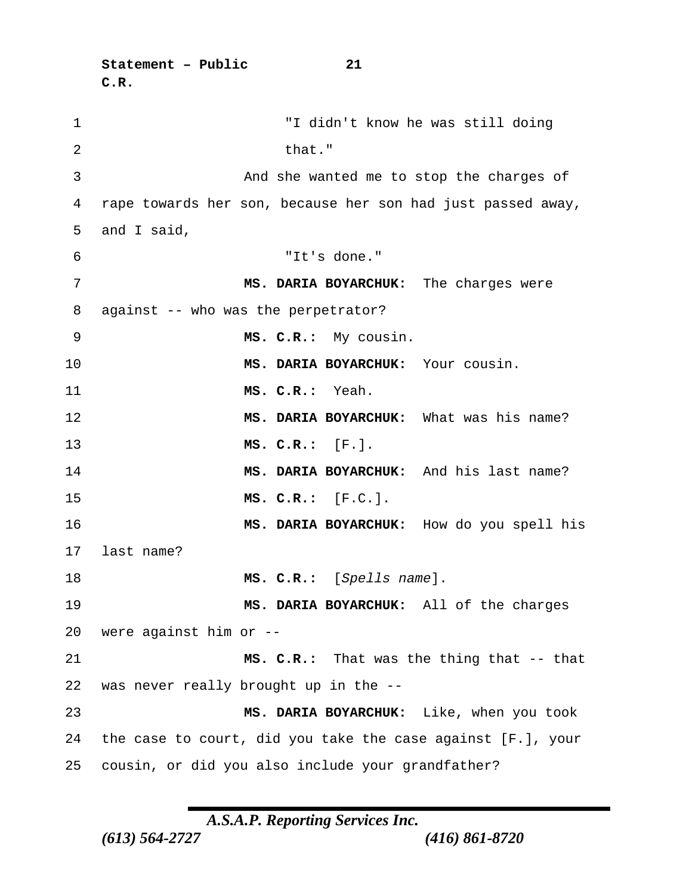"I didn't know he was still doing that."

And she wanted me to stop the charges of rape towards her son, because her son had just passed away, and I said,

"It's done."

**MS. DARIA BOYARCHUK:** The charges were against -- who was the perpetrator?

**MS. C.R.:** My cousin.

**MS. DARIA BOYARCHUK:** Your cousin.

**MS. C.R.:** Yeah.

**MS. DARIA BOYARCHUK:** What was his name?

**MS. C.R.:** [F.].

**MS. DARIA BOYARCHUK:** And his last name?

**MS. C.R.:** [F.C.].

**MS. DARIA BOYARCHUK:** How do you spell his last name?

**MS. C.R.:** [*Spells name*].

**MS. DARIA BOYARCHUK:** All of the charges were against him or --

**MS. C.R.:** That was the thing that -- that was never really brought up in the --

**MS. DARIA BOYARCHUK:** Like, when you took the case to court, did you take the case against [F.], your cousin, or did you also include your grandfather?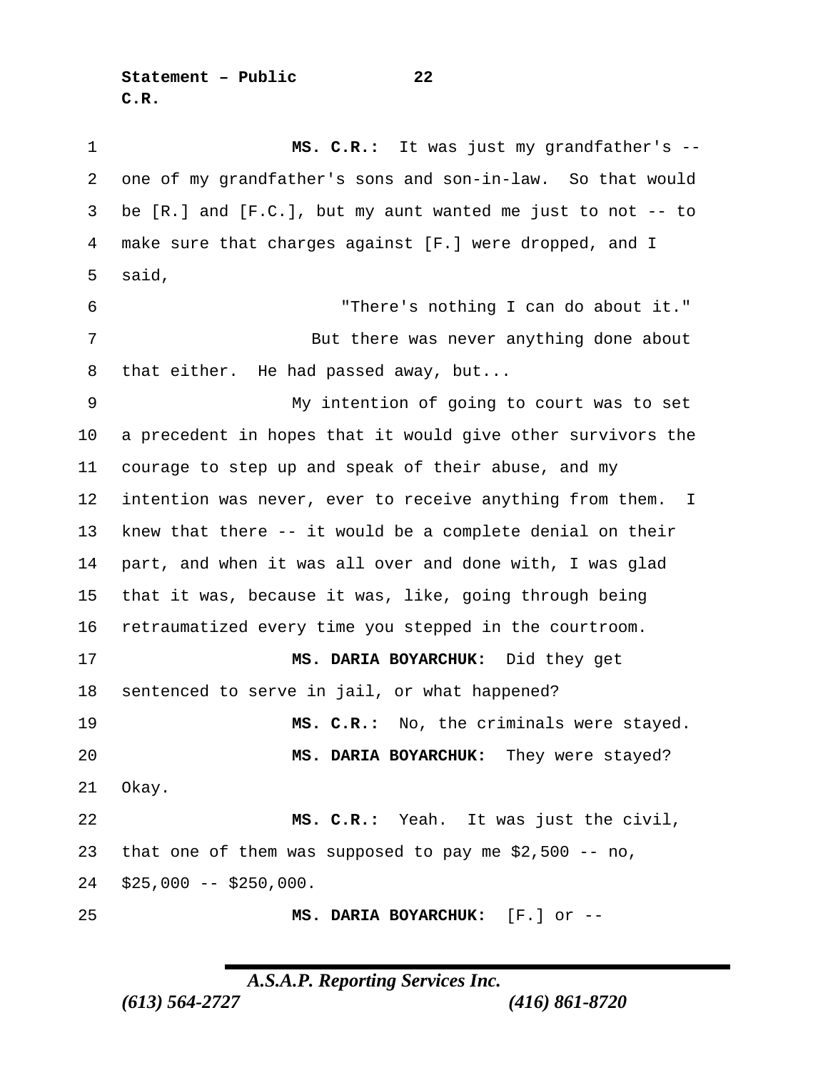**MS. C.R.:** It was just my grandfather's -- one of my grandfather's sons and son-in-law. So that would be [R.] and [F.C.], but my aunt wanted me just to not -- to make sure that charges against [F.] were dropped, and I said,

"There's nothing I can do about it."

But there was never anything done about that either. He had passed away, but...

My intention of going to court was to set a precedent in hopes that it would give other survivors the courage to step up and speak of their abuse, and my intention was never, ever to receive anything from them. I knew that there -- it would be a complete denial on their part, and when it was all over and done with, I was glad that it was, because it was, like, going through being retraumatized every time you stepped in the courtroom.

**MS. DARIA BOYARCHUK:** Did they get sentenced to serve in jail, or what happened?

**MS. C.R.:** No, the criminals were stayed.

**MS. DARIA BOYARCHUK:** They were stayed? Okay.

**MS. C.R.:** Yeah. It was just the civil, that one of them was supposed to pay me $2,500 -- no, $25,000 -- $250,000.

**MS. DARIA BOYARCHUK:** [F.] or --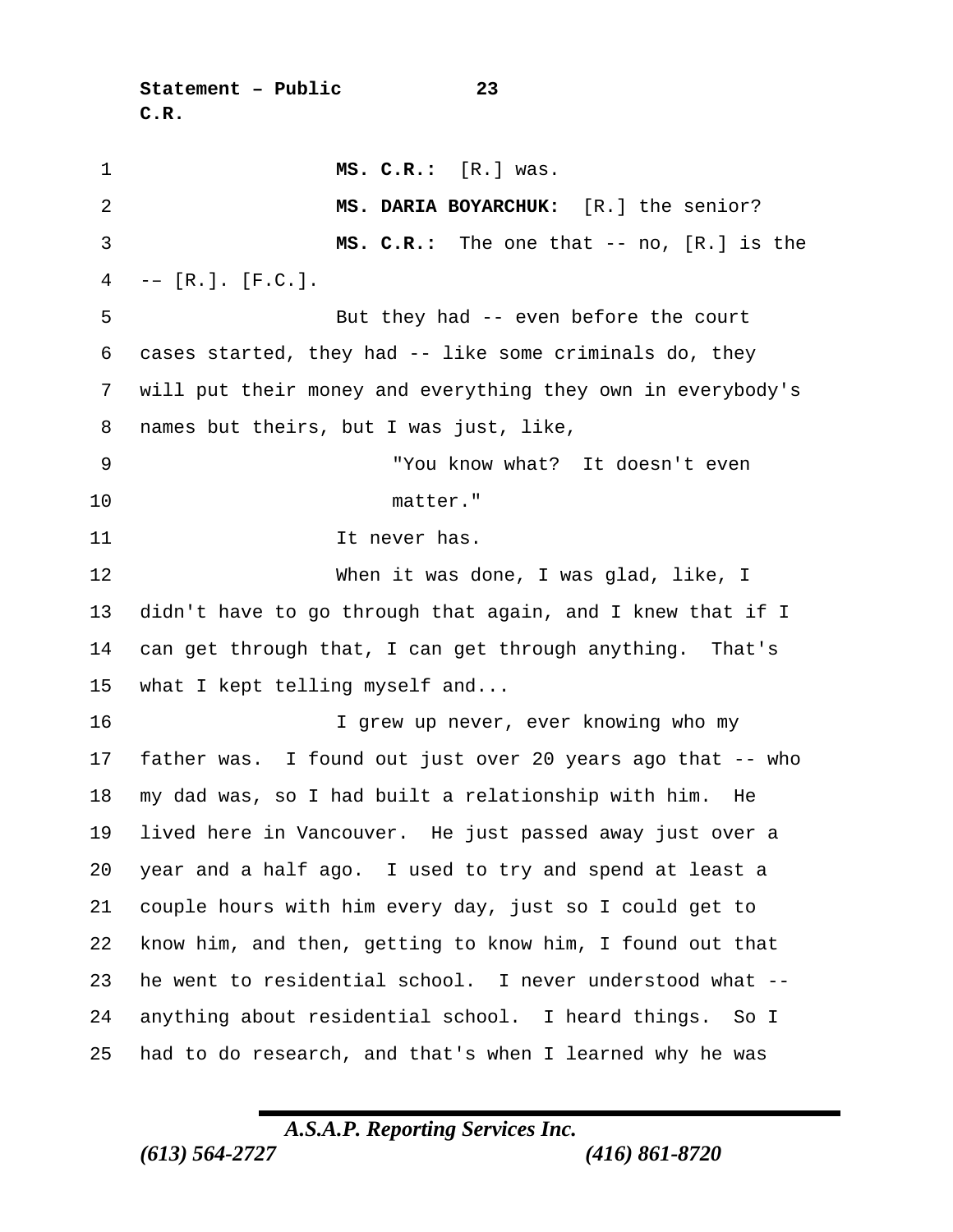**MS. C.R.:** [R.] was.

**MS. DARIA BOYARCHUK:** [R.] the senior?

**MS. C.R.:** The one that -- no, [R.] is the -– [R.]. [F.C.].

But they had -- even before the court cases started, they had -- like some criminals do, they will put their money and everything they own in everybody's names but theirs, but I was just, like,

> "You know what? It doesn't even matter."

It never has.

When it was done, I was glad, like, I didn't have to go through that again, and I knew that if I can get through that, I can get through anything. That's what I kept telling myself and...

I grew up never, ever knowing who my father was. I found out just over 20 years ago that -- who my dad was, so I had built a relationship with him. He lived here in Vancouver. He just passed away just over a year and a half ago. I used to try and spend at least a couple hours with him every day, just so I could get to know him, and then, getting to know him, I found out that he went to residential school. I never understood what -- anything about residential school. I heard things. So I had to do research, and that's when I learned why he was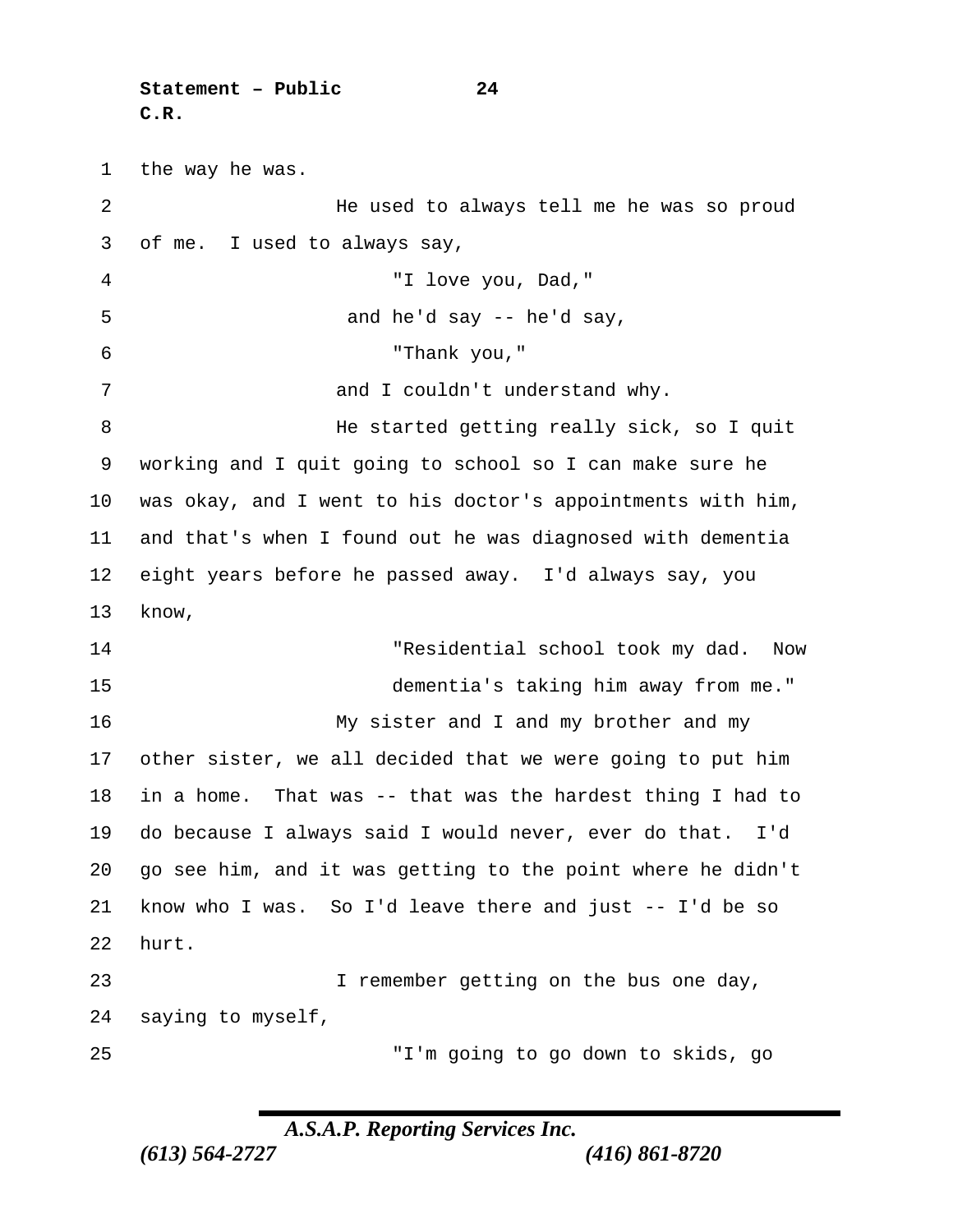the way he was.

He used to always tell me he was so proud of me. I used to always say,

> "I love you, Dad,"

and he'd say -- he'd say,

> "Thank you,"

and I couldn't understand why.

He started getting really sick, so I quit working and I quit going to school so I can make sure he was okay, and I went to his doctor's appointments with him, and that's when I found out he was diagnosed with dementia eight years before he passed away. I'd always say, you know,

> "Residential school took my dad. Now dementia's taking him away from me."

My sister and I and my brother and my other sister, we all decided that we were going to put him in a home. That was -- that was the hardest thing I had to do because I always said I would never, ever do that. I'd go see him, and it was getting to the point where he didn't know who I was. So I'd leave there and just -- I'd be so hurt.

I remember getting on the bus one day, saying to myself,

> "I'm going to go down to skids, go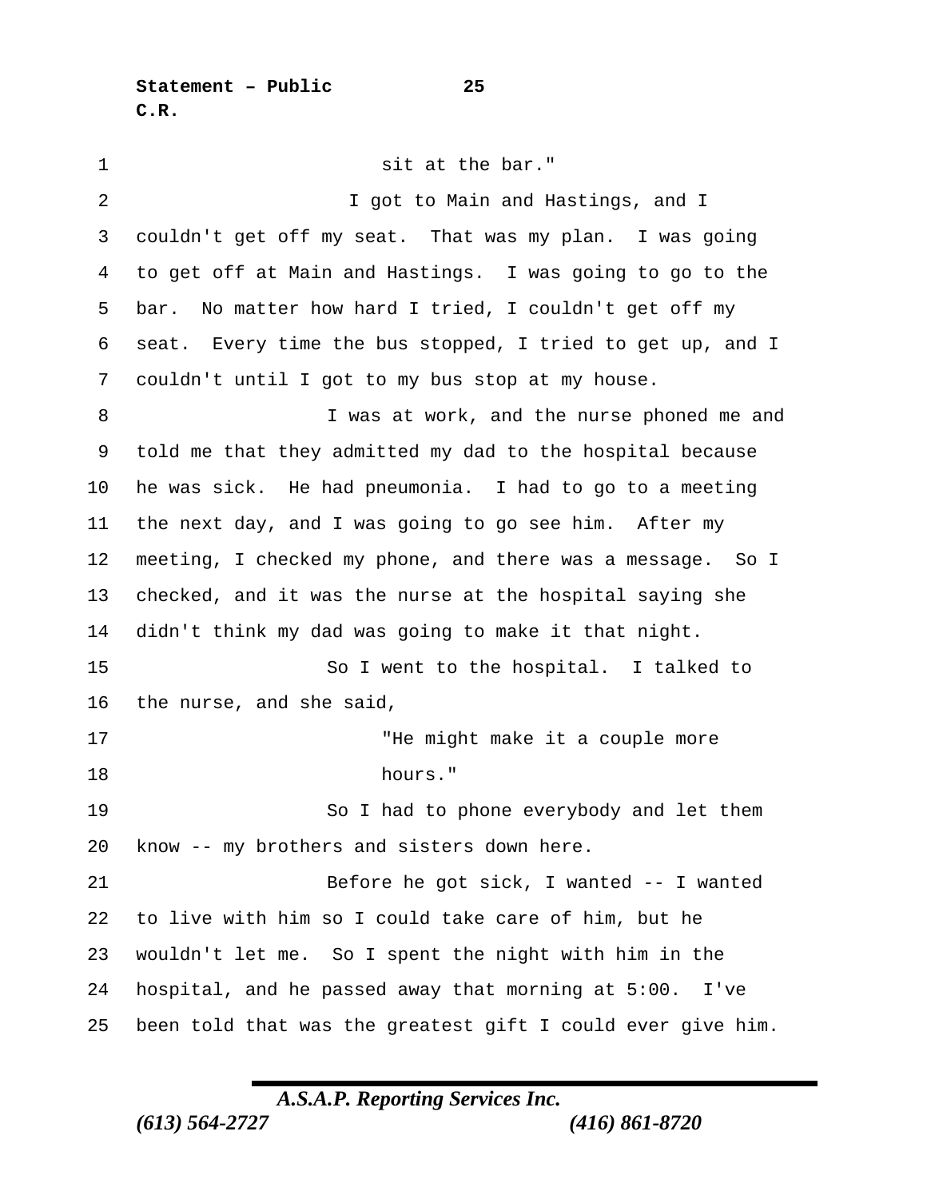sit at the bar."

I got to Main and Hastings, and I couldn't get off my seat. That was my plan. I was going to get off at Main and Hastings. I was going to go to the bar. No matter how hard I tried, I couldn't get off my seat. Every time the bus stopped, I tried to get up, and I couldn't until I got to my bus stop at my house.

I was at work, and the nurse phoned me and told me that they admitted my dad to the hospital because he was sick. He had pneumonia. I had to go to a meeting the next day, and I was going to go see him. After my meeting, I checked my phone, and there was a message. So I checked, and it was the nurse at the hospital saying she didn't think my dad was going to make it that night.

So I went to the hospital. I talked to the nurse, and she said,

"He might make it a couple more hours."

So I had to phone everybody and let them know -- my brothers and sisters down here.

Before he got sick, I wanted -- I wanted to live with him so I could take care of him, but he wouldn't let me. So I spent the night with him in the hospital, and he passed away that morning at 5:00. I've been told that was the greatest gift I could ever give him.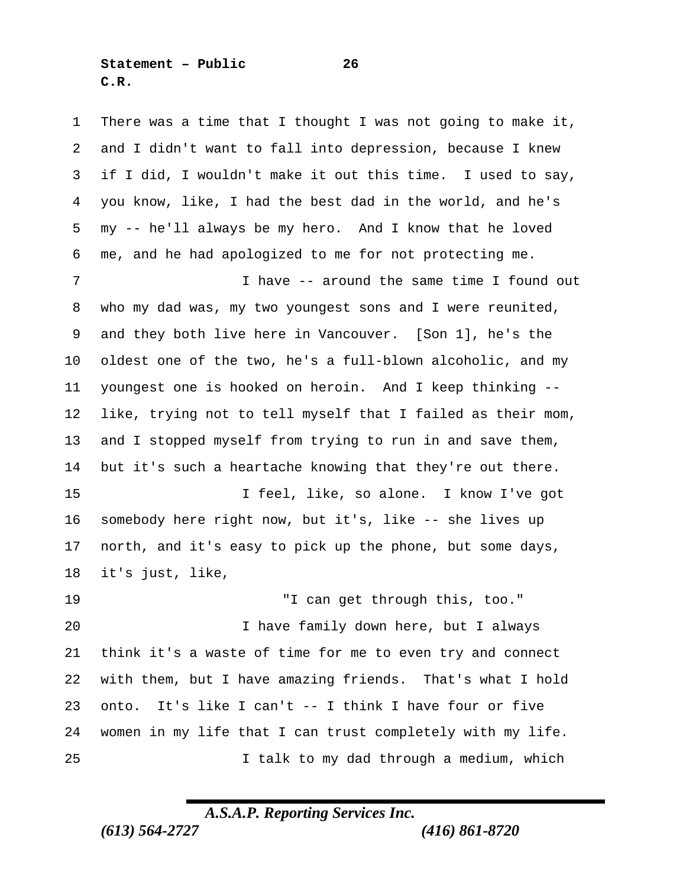There was a time that I thought I was not going to make it, and I didn't want to fall into depression, because I knew if I did, I wouldn't make it out this time. I used to say, you know, like, I had the best dad in the world, and he's my -- he'll always be my hero. And I know that he loved me, and he had apologized to me for not protecting me.

I have -- around the same time I found out who my dad was, my two youngest sons and I were reunited, and they both live here in Vancouver. [Son 1], he's the oldest one of the two, he's a full-blown alcoholic, and my youngest one is hooked on heroin. And I keep thinking -- like, trying not to tell myself that I failed as their mom, and I stopped myself from trying to run in and save them, but it's such a heartache knowing that they're out there.

I feel, like, so alone. I know I've got somebody here right now, but it's, like -- she lives up north, and it's easy to pick up the phone, but some days, it's just, like,

"I can get through this, too."

I have family down here, but I always think it's a waste of time for me to even try and connect with them, but I have amazing friends. That's what I hold onto. It's like I can't -- I think I have four or five women in my life that I can trust completely with my life.

I talk to my dad through a medium, which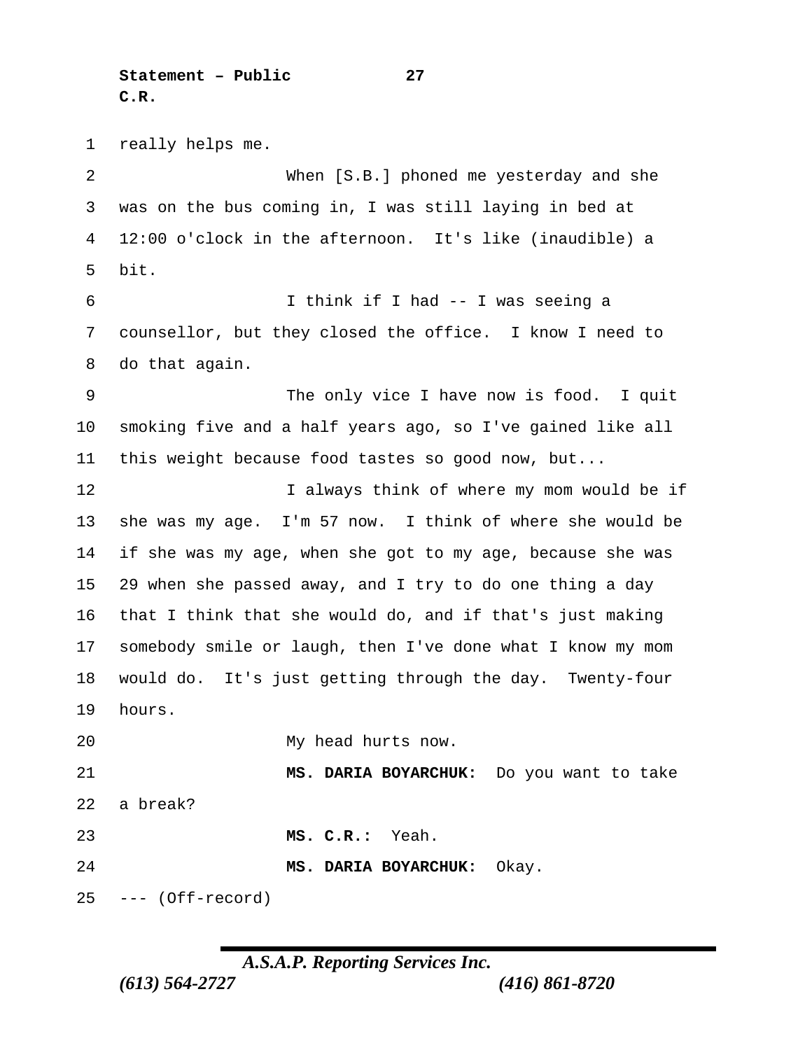really helps me.

When [S.B.] phoned me yesterday and she was on the bus coming in, I was still laying in bed at 12:00 o'clock in the afternoon. It's like (inaudible) a bit.

I think if I had -- I was seeing a counsellor, but they closed the office. I know I need to do that again.

The only vice I have now is food. I quit smoking five and a half years ago, so I've gained like all this weight because food tastes so good now, but...

I always think of where my mom would be if she was my age. I'm 57 now. I think of where she would be if she was my age, when she got to my age, because she was 29 when she passed away, and I try to do one thing a day that I think that she would do, and if that's just making somebody smile or laugh, then I've done what I know my mom would do. It's just getting through the day. Twenty-four hours.

My head hurts now.

**MS. DARIA BOYARCHUK:** Do you want to take a break?

**MS. C.R.:** Yeah.

**MS. DARIA BOYARCHUK:** Okay.

--- (Off-record)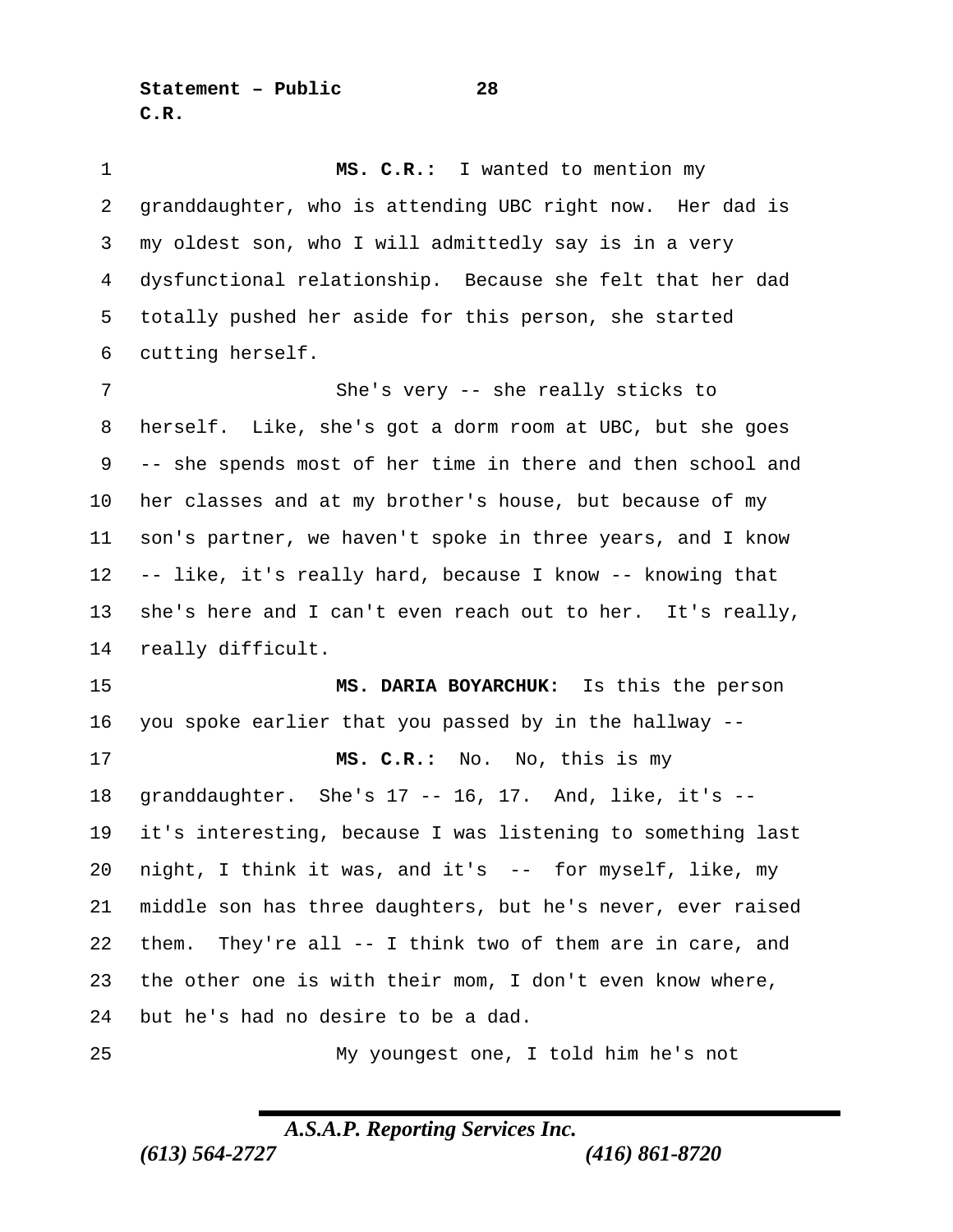**MS. C.R.:** I wanted to mention my granddaughter, who is attending UBC right now. Her dad is my oldest son, who I will admittedly say is in a very dysfunctional relationship. Because she felt that her dad totally pushed her aside for this person, she started cutting herself.

She's very -- she really sticks to herself. Like, she's got a dorm room at UBC, but she goes -- she spends most of her time in there and then school and her classes and at my brother's house, but because of my son's partner, we haven't spoke in three years, and I know -- like, it's really hard, because I know -- knowing that she's here and I can't even reach out to her. It's really, really difficult.

**MS. DARIA BOYARCHUK:** Is this the person you spoke earlier that you passed by in the hallway --

**MS. C.R.:** No. No, this is my granddaughter. She's 17 -- 16, 17. And, like, it's -- it's interesting, because I was listening to something last night, I think it was, and it's -- for myself, like, my middle son has three daughters, but he's never, ever raised them. They're all -- I think two of them are in care, and the other one is with their mom, I don't even know where, but he's had no desire to be a dad.

My youngest one, I told him he's not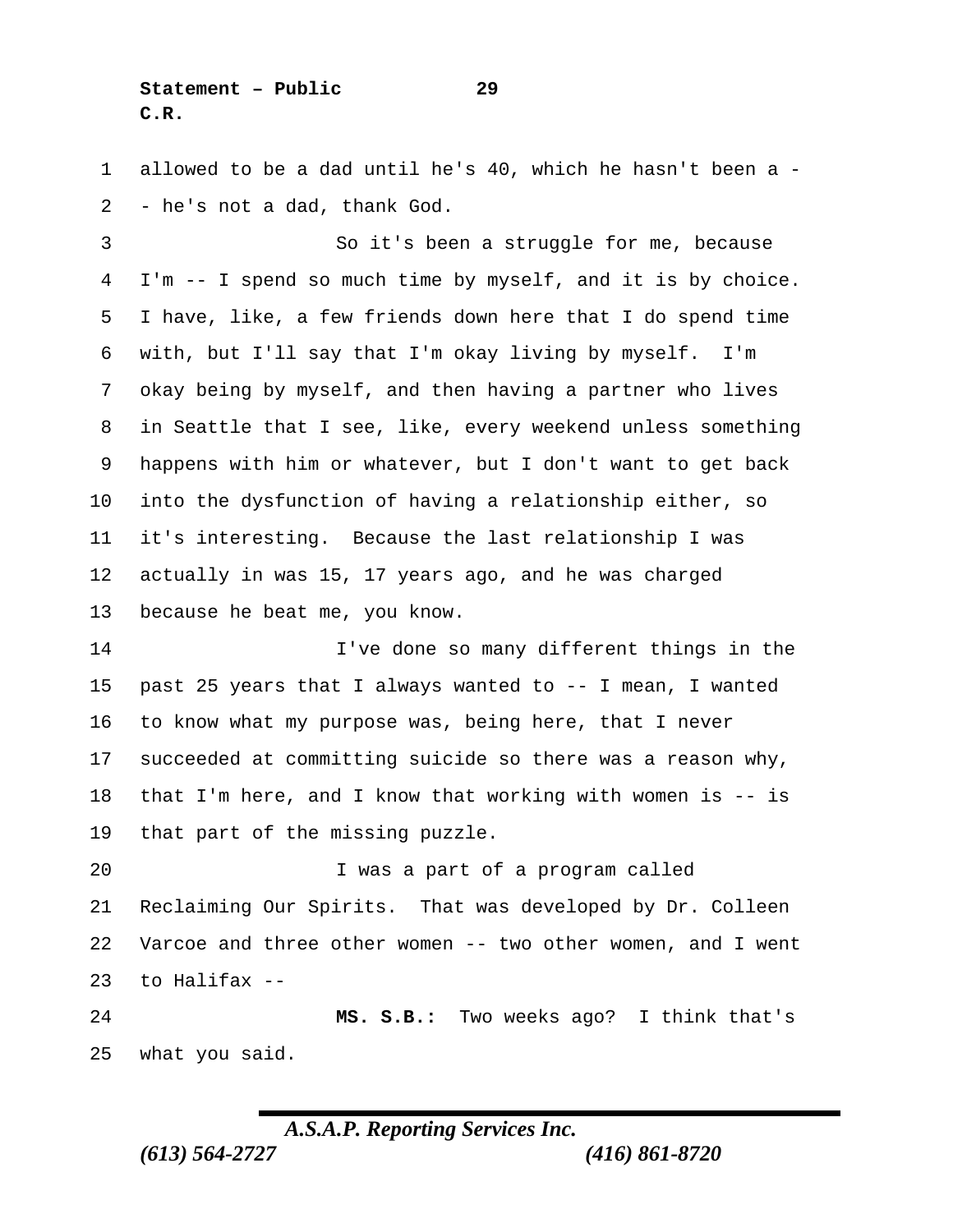allowed to be a dad until he's 40, which he hasn't been a - - he's not a dad, thank God.

So it's been a struggle for me, because I'm -- I spend so much time by myself, and it is by choice. I have, like, a few friends down here that I do spend time with, but I'll say that I'm okay living by myself. I'm okay being by myself, and then having a partner who lives in Seattle that I see, like, every weekend unless something happens with him or whatever, but I don't want to get back into the dysfunction of having a relationship either, so it's interesting. Because the last relationship I was actually in was 15, 17 years ago, and he was charged because he beat me, you know.

I've done so many different things in the past 25 years that I always wanted to -- I mean, I wanted to know what my purpose was, being here, that I never succeeded at committing suicide so there was a reason why, that I'm here, and I know that working with women is -- is that part of the missing puzzle.

I was a part of a program called Reclaiming Our Spirits. That was developed by Dr. Colleen Varcoe and three other women -- two other women, and I went to Halifax --

**MS. S.B.:** Two weeks ago? I think that's what you said.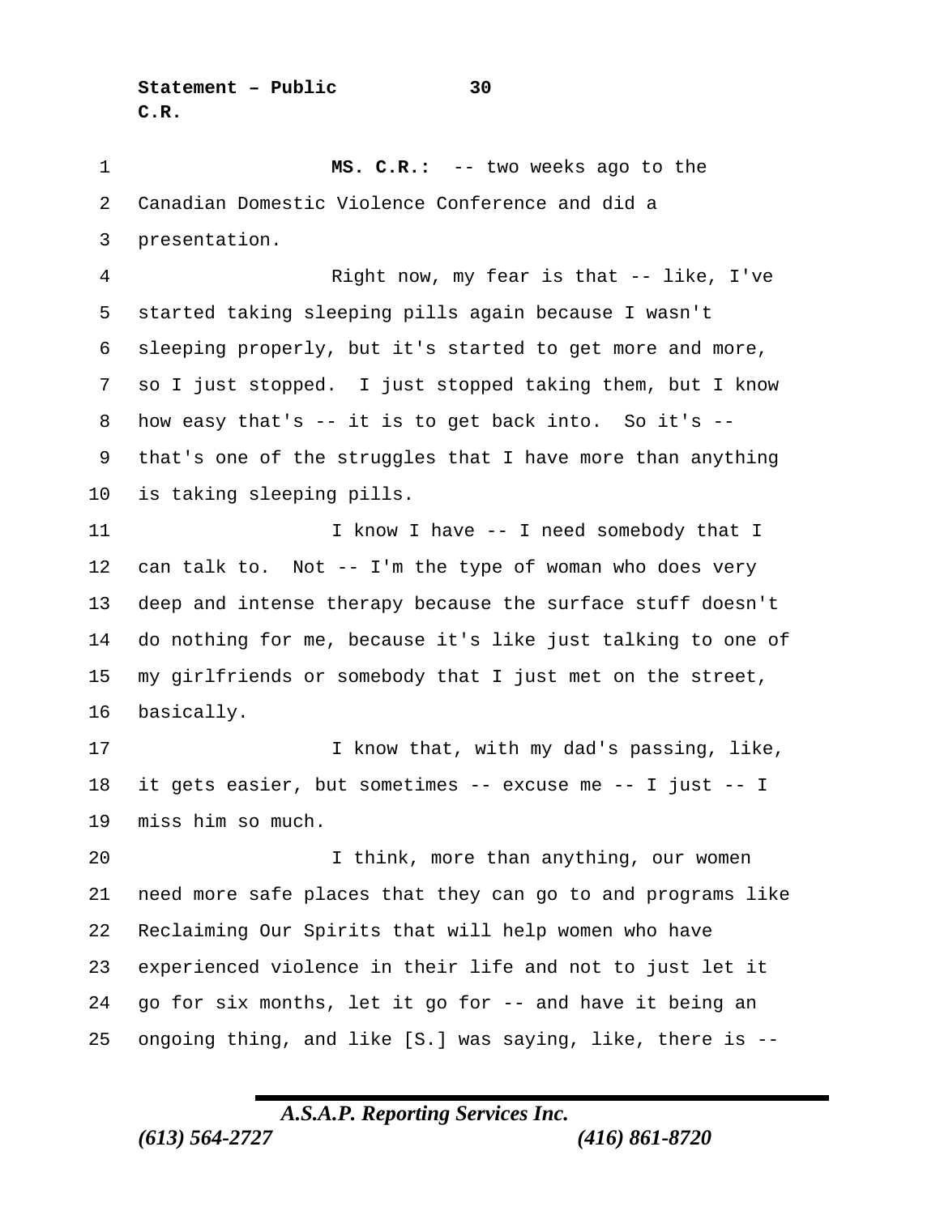**MS. C.R.:** -- two weeks ago to the Canadian Domestic Violence Conference and did a presentation.

Right now, my fear is that -- like, I've started taking sleeping pills again because I wasn't sleeping properly, but it's started to get more and more, so I just stopped. I just stopped taking them, but I know how easy that's -- it is to get back into. So it's -- that's one of the struggles that I have more than anything is taking sleeping pills.

I know I have -- I need somebody that I can talk to. Not -- I'm the type of woman who does very deep and intense therapy because the surface stuff doesn't do nothing for me, because it's like just talking to one of my girlfriends or somebody that I just met on the street, basically.

I know that, with my dad's passing, like, it gets easier, but sometimes -- excuse me -- I just -- I miss him so much.

I think, more than anything, our women need more safe places that they can go to and programs like Reclaiming Our Spirits that will help women who have experienced violence in their life and not to just let it go for six months, let it go for -- and have it being an ongoing thing, and like [S.] was saying, like, there is --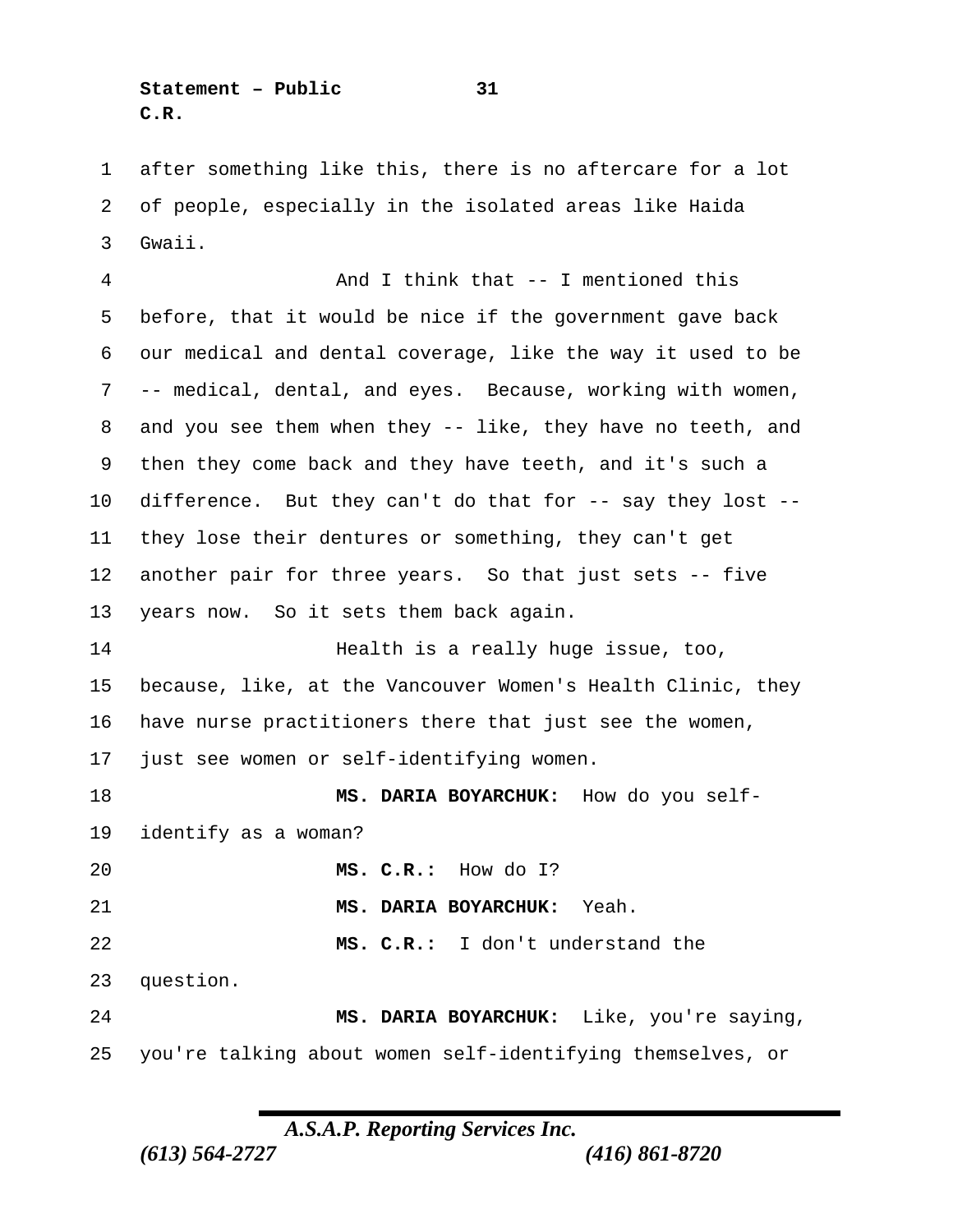after something like this, there is no aftercare for a lot of people, especially in the isolated areas like Haida Gwaii.

And I think that -- I mentioned this before, that it would be nice if the government gave back our medical and dental coverage, like the way it used to be -- medical, dental, and eyes. Because, working with women, and you see them when they -- like, they have no teeth, and then they come back and they have teeth, and it's such a difference. But they can't do that for -- say they lost -- they lose their dentures or something, they can't get another pair for three years. So that just sets -- five years now. So it sets them back again.

Health is a really huge issue, too, because, like, at the Vancouver Women's Health Clinic, they have nurse practitioners there that just see the women, just see women or self-identifying women.

**MS. DARIA BOYARCHUK:** How do you self-identify as a woman?

**MS. C.R.:** How do I?

**MS. DARIA BOYARCHUK:** Yeah.

**MS. C.R.:** I don't understand the question.

**MS. DARIA BOYARCHUK:** Like, you're saying, you're talking about women self-identifying themselves, or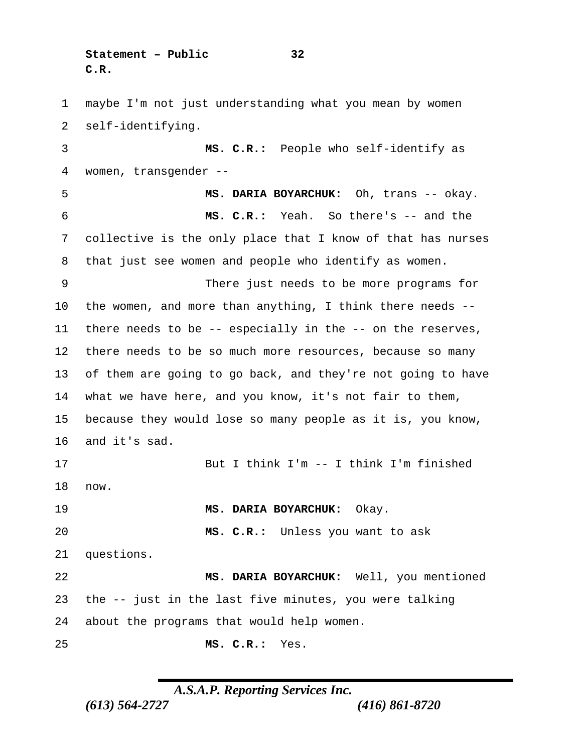maybe I'm not just understanding what you mean by women self-identifying.

**MS. C.R.:** People who self-identify as women, transgender --

**MS. DARIA BOYARCHUK:** Oh, trans -- okay.

**MS. C.R.:** Yeah. So there's -- and the collective is the only place that I know of that has nurses that just see women and people who identify as women.

There just needs to be more programs for the women, and more than anything, I think there needs -- there needs to be -- especially in the -- on the reserves, there needs to be so much more resources, because so many of them are going to go back, and they're not going to have what we have here, and you know, it's not fair to them, because they would lose so many people as it is, you know, and it's sad.

But I think I'm -- I think I'm finished now.

**MS. DARIA BOYARCHUK:** Okay.

**MS. C.R.:** Unless you want to ask questions.

**MS. DARIA BOYARCHUK:** Well, you mentioned the -- just in the last five minutes, you were talking about the programs that would help women.

**MS. C.R.:** Yes.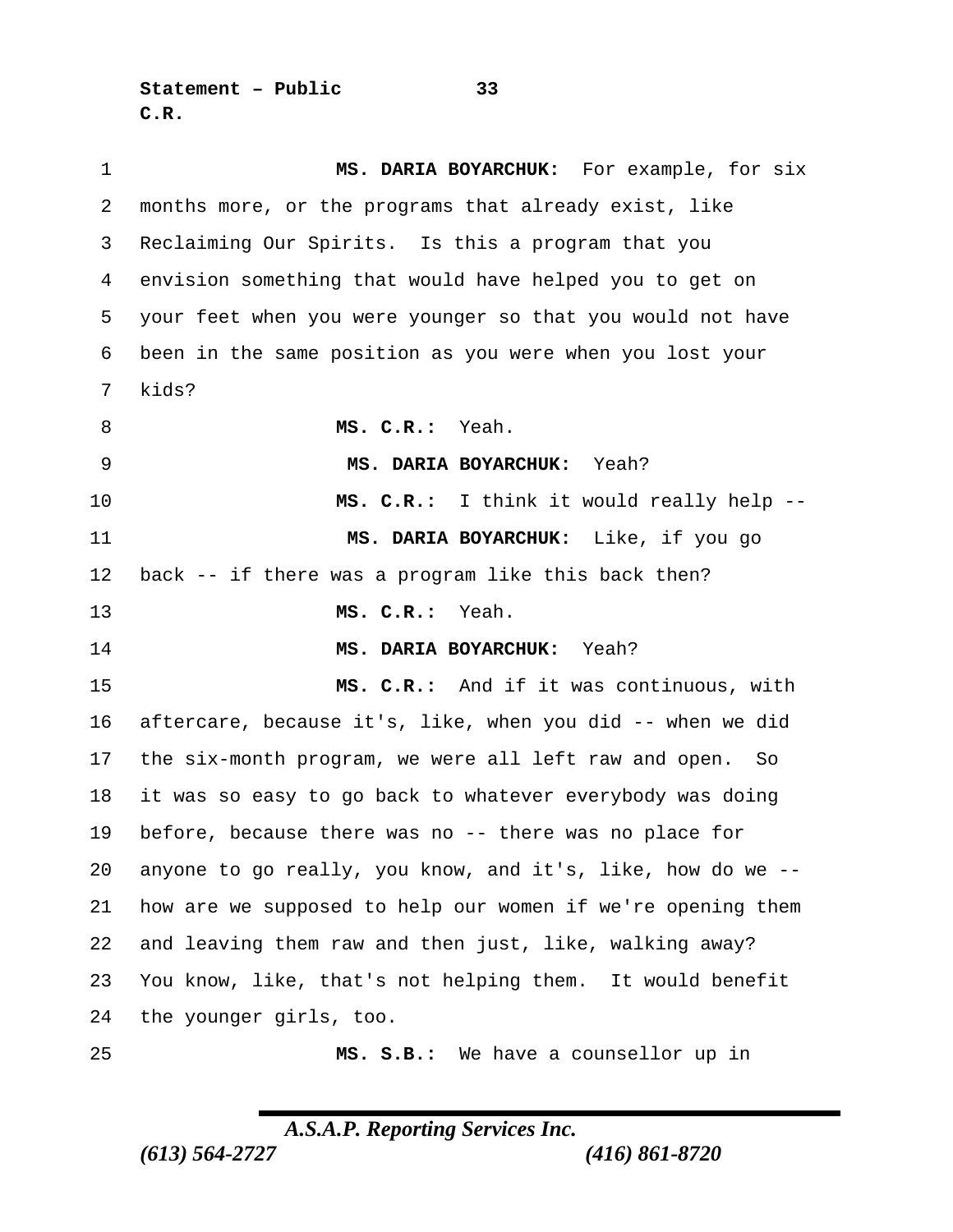**MS. DARIA BOYARCHUK:** For example, for six months more, or the programs that already exist, like Reclaiming Our Spirits. Is this a program that you envision something that would have helped you to get on your feet when you were younger so that you would not have been in the same position as you were when you lost your kids?

**MS. C.R.:** Yeah.

**MS. DARIA BOYARCHUK:** Yeah?

**MS. C.R.:** I think it would really help --

**MS. DARIA BOYARCHUK:** Like, if you go back -- if there was a program like this back then?

**MS. C.R.:** Yeah.

**MS. DARIA BOYARCHUK:** Yeah?

**MS. C.R.:** And if it was continuous, with aftercare, because it's, like, when you did -- when we did the six-month program, we were all left raw and open. So it was so easy to go back to whatever everybody was doing before, because there was no -- there was no place for anyone to go really, you know, and it's, like, how do we -- how are we supposed to help our women if we're opening them and leaving them raw and then just, like, walking away? You know, like, that's not helping them. It would benefit the younger girls, too.

**MS. S.B.:** We have a counsellor up in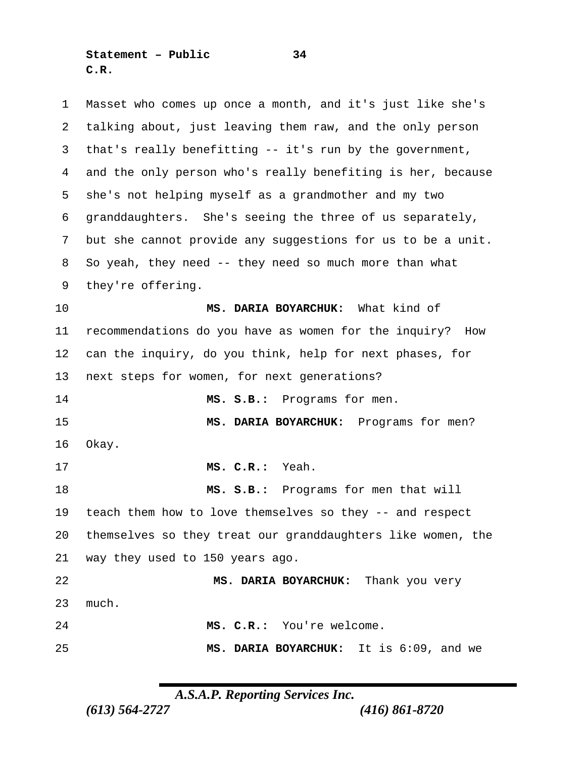Masset who comes up once a month, and it's just like she's talking about, just leaving them raw, and the only person that's really benefitting -- it's run by the government, and the only person who's really benefiting is her, because she's not helping myself as a grandmother and my two granddaughters. She's seeing the three of us separately, but she cannot provide any suggestions for us to be a unit. So yeah, they need -- they need so much more than what they're offering.

**MS. DARIA BOYARCHUK:** What kind of recommendations do you have as women for the inquiry? How can the inquiry, do you think, help for next phases, for next steps for women, for next generations?

**MS. S.B.:** Programs for men.

**MS. DARIA BOYARCHUK:** Programs for men? Okay.

**MS. C.R.:** Yeah.

**MS. S.B.:** Programs for men that will teach them how to love themselves so they -- and respect themselves so they treat our granddaughters like women, the way they used to 150 years ago.

**MS. DARIA BOYARCHUK:** Thank you very much.

**MS. C.R.:** You're welcome.

**MS. DARIA BOYARCHUK:** It is 6:09, and we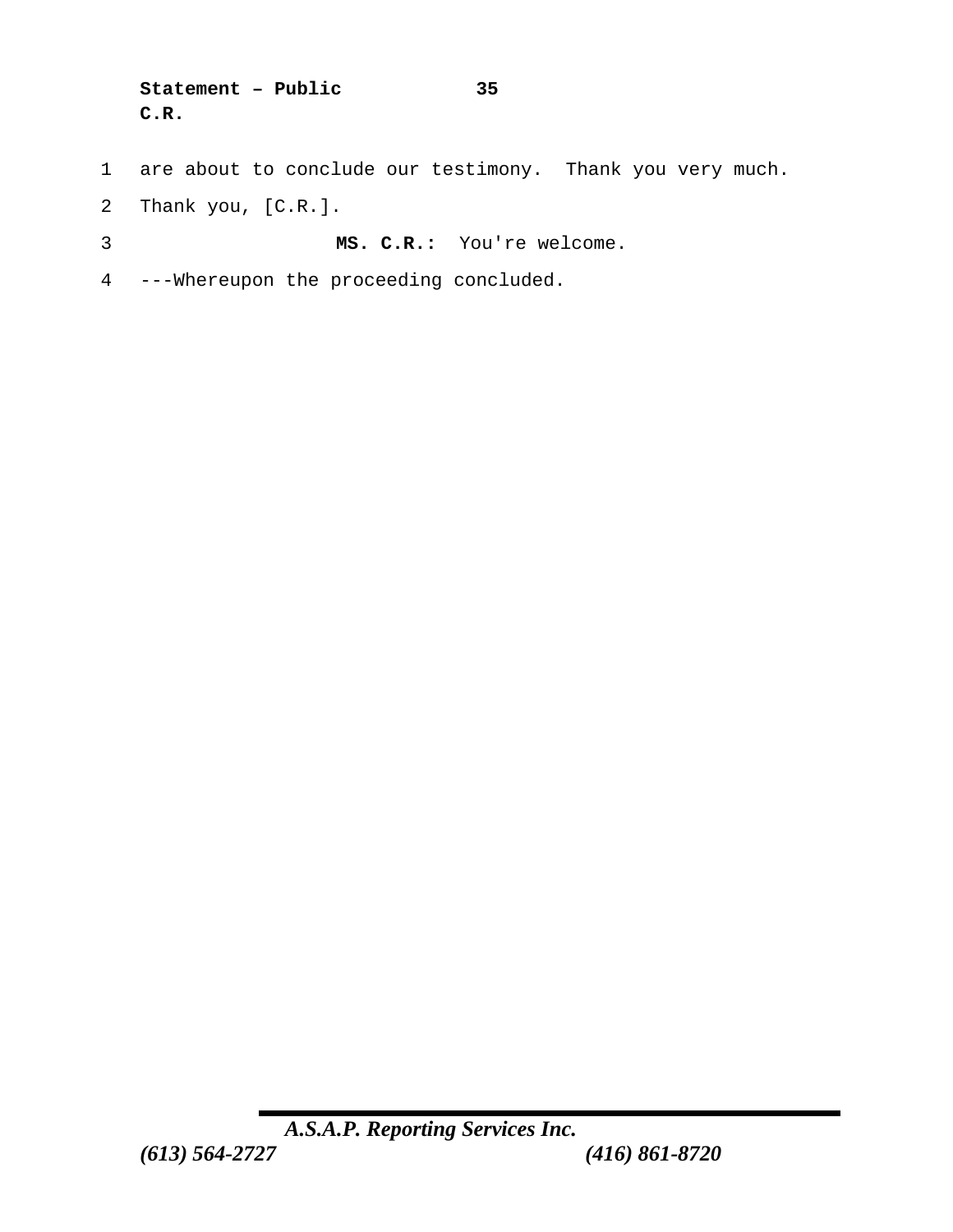are about to conclude our testimony. Thank you very much.
Thank you, [C.R.].

**MS. C.R.:** You're welcome.

---Whereupon the proceeding concluded.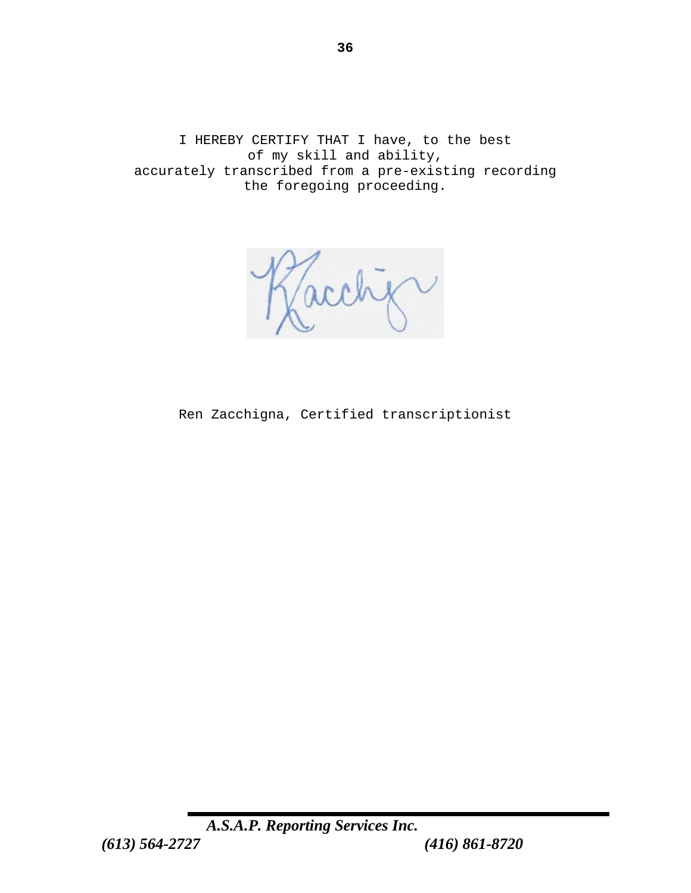I HEREBY CERTIFY THAT I have, to the best
of my skill and ability,
accurately transcribed from a pre-existing recording
the foregoing proceeding.

Ren Zacchigna, Certified transcriptionist